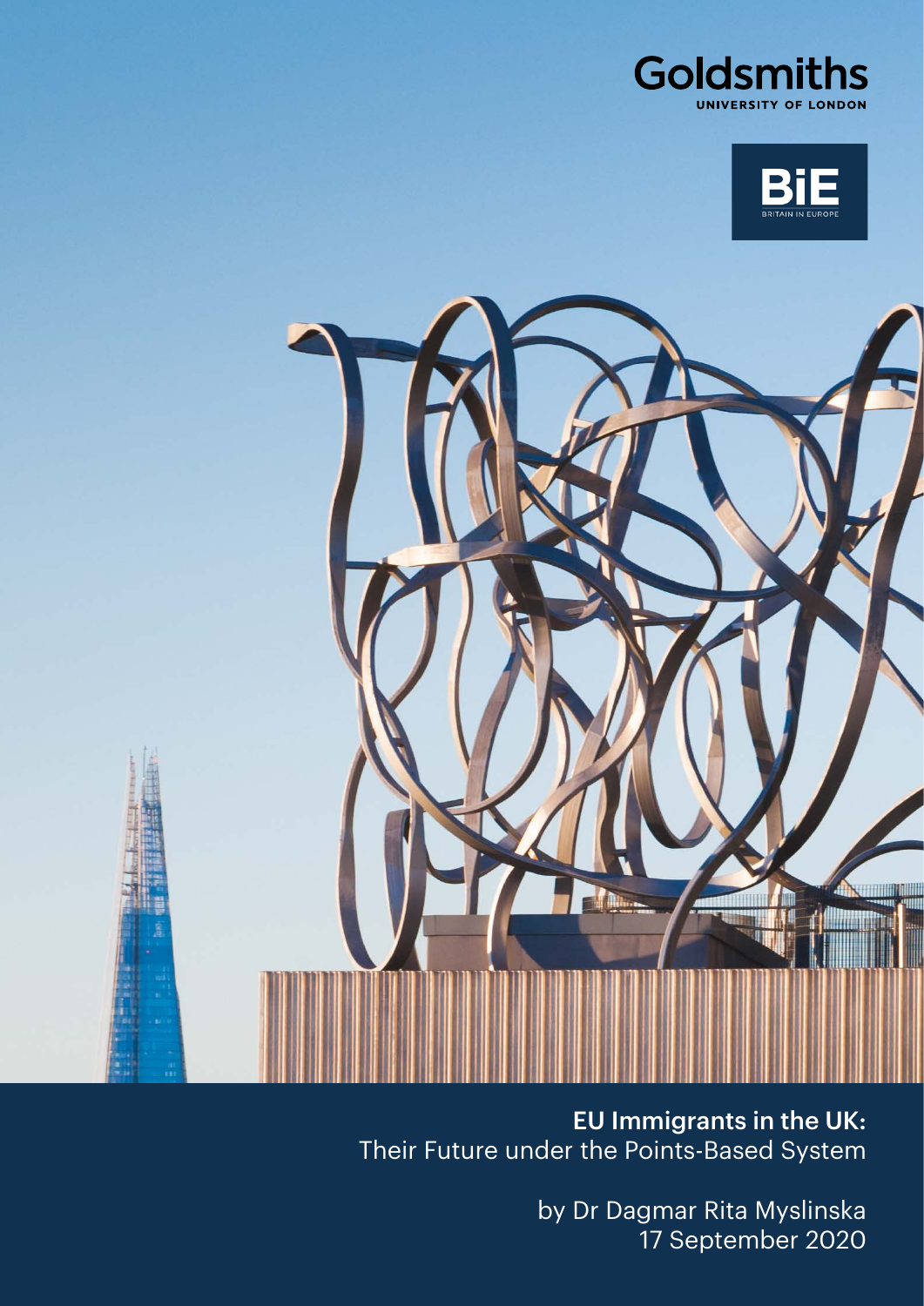Goldsmiths
UNIVERSITY OF LONDON

BiE
BRITAIN IN EUROPE

# EU Immigrants in the UK:
## Their Future under the Points-Based System

by Dr Dagmar Rita Myslinska
17 September 2020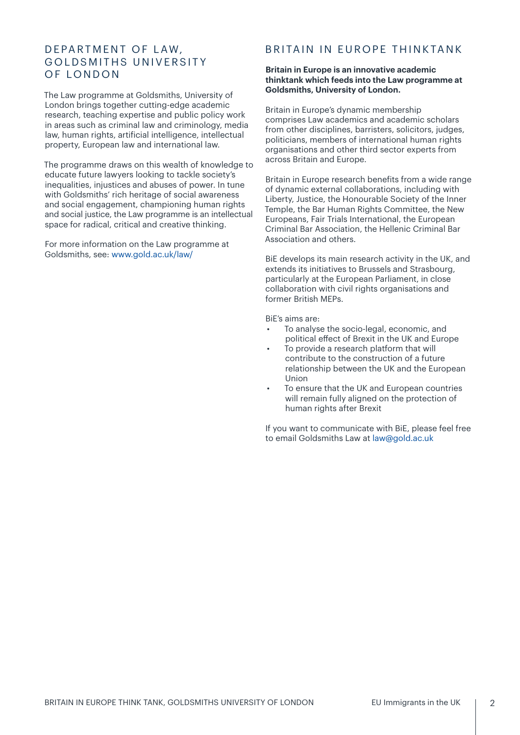## DEPARTMENT OF LAW, GOLDSMITHS UNIVERSITY OF LONDON

The Law programme at Goldsmiths, University of London brings together cutting-edge academic research, teaching expertise and public policy work in areas such as criminal law and criminology, media law, human rights, artificial intelligence, intellectual property, European law and international law.

The programme draws on this wealth of knowledge to educate future lawyers looking to tackle society's inequalities, injustices and abuses of power. In tune with Goldsmiths' rich heritage of social awareness and social engagement, championing human rights and social justice, the Law programme is an intellectual space for radical, critical and creative thinking.

For more information on the Law programme at Goldsmiths, see: www.gold.ac.uk/law/

## BRITAIN IN EUROPE THINKTANK

**Britain in Europe is an innovative academic thinktank which feeds into the Law programme at Goldsmiths, University of London.**

Britain in Europe's dynamic membership comprises Law academics and academic scholars from other disciplines, barristers, solicitors, judges, politicians, members of international human rights organisations and other third sector experts from across Britain and Europe.

Britain in Europe research benefits from a wide range of dynamic external collaborations, including with Liberty, Justice, the Honourable Society of the Inner Temple, the Bar Human Rights Committee, the New Europeans, Fair Trials International, the European Criminal Bar Association, the Hellenic Criminal Bar Association and others.

BiE develops its main research activity in the UK, and extends its initiatives to Brussels and Strasbourg, particularly at the European Parliament, in close collaboration with civil rights organisations and former British MEPs.

BiE's aims are:

- To analyse the socio-legal, economic, and political effect of Brexit in the UK and Europe
- To provide a research platform that will contribute to the construction of a future relationship between the UK and the European Union
- To ensure that the UK and European countries will remain fully aligned on the protection of human rights after Brexit

If you want to communicate with BiE, please feel free to email Goldsmiths Law at law@gold.ac.uk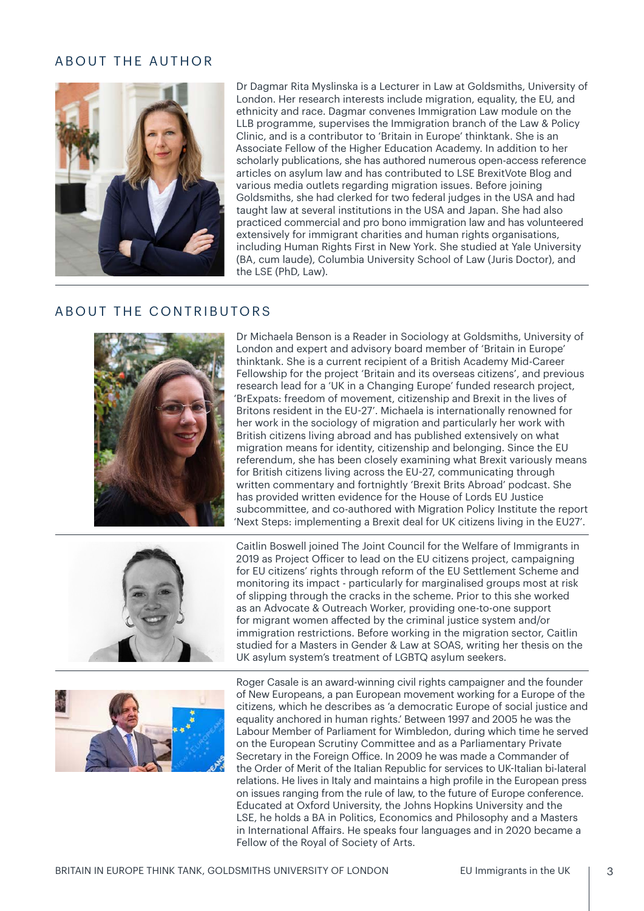## ABOUT THE AUTHOR

Dr Dagmar Rita Myslinska is a Lecturer in Law at Goldsmiths, University of London. Her research interests include migration, equality, the EU, and ethnicity and race. Dagmar convenes Immigration Law module on the LLB programme, supervises the Immigration branch of the Law & Policy Clinic, and is a contributor to 'Britain in Europe' thinktank. She is an Associate Fellow of the Higher Education Academy. In addition to her scholarly publications, she has authored numerous open-access reference articles on asylum law and has contributed to LSE BrexitVote Blog and various media outlets regarding migration issues. Before joining Goldsmiths, she had clerked for two federal judges in the USA and had taught law at several institutions in the USA and Japan. She had also practiced commercial and pro bono immigration law and has volunteered extensively for immigrant charities and human rights organisations, including Human Rights First in New York. She studied at Yale University (BA, cum laude), Columbia University School of Law (Juris Doctor), and the LSE (PhD, Law).

## ABOUT THE CONTRIBUTORS

Dr Michaela Benson is a Reader in Sociology at Goldsmiths, University of London and expert and advisory board member of 'Britain in Europe' thinktank. She is a current recipient of a British Academy Mid-Career Fellowship for the project 'Britain and its overseas citizens', and previous research lead for a 'UK in a Changing Europe' funded research project, 'BrExpats: freedom of movement, citizenship and Brexit in the lives of Britons resident in the EU-27'. Michaela is internationally renowned for her work in the sociology of migration and particularly her work with British citizens living abroad and has published extensively on what migration means for identity, citizenship and belonging. Since the EU referendum, she has been closely examining what Brexit variously means for British citizens living across the EU-27, communicating through written commentary and fortnightly 'Brexit Brits Abroad' podcast. She has provided written evidence for the House of Lords EU Justice subcommittee, and co-authored with Migration Policy Institute the report 'Next Steps: implementing a Brexit deal for UK citizens living in the EU27'.

Caitlin Boswell joined The Joint Council for the Welfare of Immigrants in 2019 as Project Officer to lead on the EU citizens project, campaigning for EU citizens' rights through reform of the EU Settlement Scheme and monitoring its impact - particularly for marginalised groups most at risk of slipping through the cracks in the scheme. Prior to this she worked as an Advocate & Outreach Worker, providing one-to-one support for migrant women affected by the criminal justice system and/or immigration restrictions. Before working in the migration sector, Caitlin studied for a Masters in Gender & Law at SOAS, writing her thesis on the UK asylum system's treatment of LGBTQ asylum seekers.

Roger Casale is an award-winning civil rights campaigner and the founder of New Europeans, a pan European movement working for a Europe of the citizens, which he describes as 'a democratic Europe of social justice and equality anchored in human rights.' Between 1997 and 2005 he was the Labour Member of Parliament for Wimbledon, during which time he served on the European Scrutiny Committee and as a Parliamentary Private Secretary in the Foreign Office. In 2009 he was made a Commander of the Order of Merit of the Italian Republic for services to UK-Italian bi-lateral relations. He lives in Italy and maintains a high profile in the European press on issues ranging from the rule of law, to the future of Europe conference. Educated at Oxford University, the Johns Hopkins University and the LSE, he holds a BA in Politics, Economics and Philosophy and a Masters in International Affairs. He speaks four languages and in 2020 became a Fellow of the Royal of Society of Arts.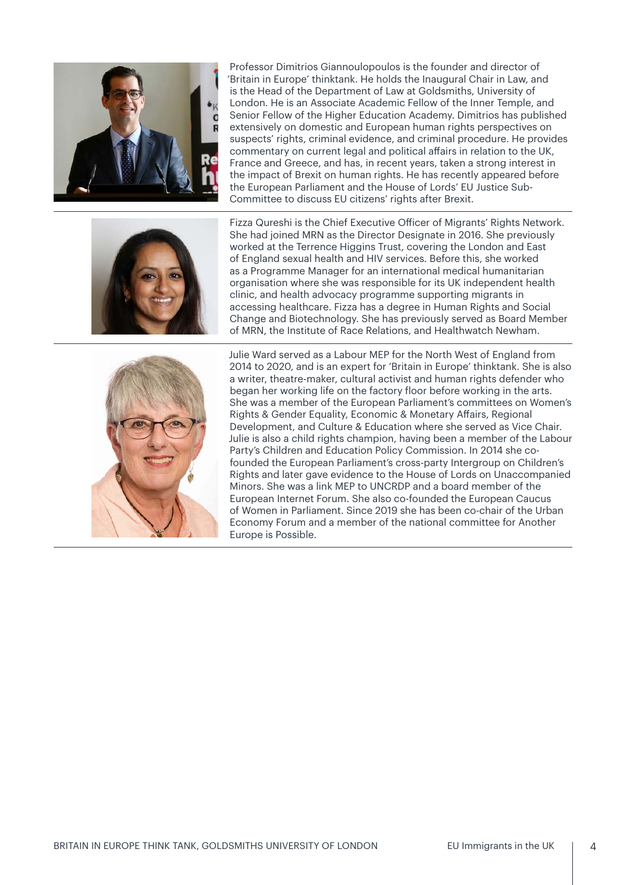Professor Dimitrios Giannoulopoulos is the founder and director of 'Britain in Europe' thinktank. He holds the Inaugural Chair in Law, and is the Head of the Department of Law at Goldsmiths, University of London. He is an Associate Academic Fellow of the Inner Temple, and Senior Fellow of the Higher Education Academy. Dimitrios has published extensively on domestic and European human rights perspectives on suspects' rights, criminal evidence, and criminal procedure. He provides commentary on current legal and political affairs in relation to the UK, France and Greece, and has, in recent years, taken a strong interest in the impact of Brexit on human rights. He has recently appeared before the European Parliament and the House of Lords' EU Justice Sub-Committee to discuss EU citizens' rights after Brexit.

---

Fizza Qureshi is the Chief Executive Officer of Migrants' Rights Network. She had joined MRN as the Director Designate in 2016. She previously worked at the Terrence Higgins Trust, covering the London and East of England sexual health and HIV services. Before this, she worked as a Programme Manager for an international medical humanitarian organisation where she was responsible for its UK independent health clinic, and health advocacy programme supporting migrants in accessing healthcare. Fizza has a degree in Human Rights and Social Change and Biotechnology. She has previously served as Board Member of MRN, the Institute of Race Relations, and Healthwatch Newham.

---

Julie Ward served as a Labour MEP for the North West of England from 2014 to 2020, and is an expert for 'Britain in Europe' thinktank. She is also a writer, theatre-maker, cultural activist and human rights defender who began her working life on the factory floor before working in the arts. She was a member of the European Parliament's committees on Women's Rights & Gender Equality, Economic & Monetary Affairs, Regional Development, and Culture & Education where she served as Vice Chair. Julie is also a child rights champion, having been a member of the Labour Party's Children and Education Policy Commission. In 2014 she co-founded the European Parliament's cross-party Intergroup on Children's Rights and later gave evidence to the House of Lords on Unaccompanied Minors. She was a link MEP to UNCRDP and a board member of the European Internet Forum. She also co-founded the European Caucus of Women in Parliament. Since 2019 she has been co-chair of the Urban Economy Forum and a member of the national committee for Another Europe is Possible.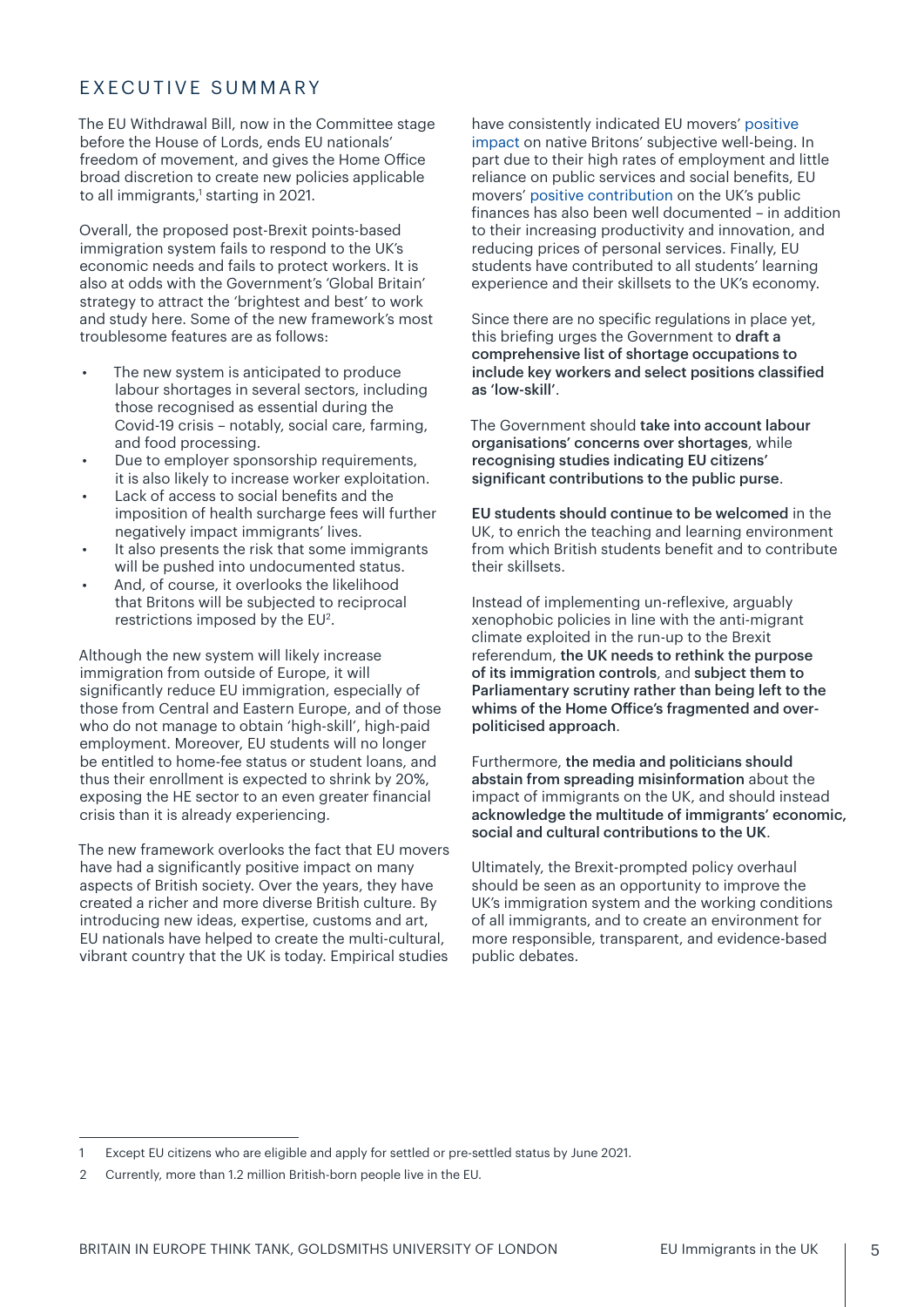# EXECUTIVE SUMMARY

The EU Withdrawal Bill, now in the Committee stage before the House of Lords, ends EU nationals' freedom of movement, and gives the Home Office broad discretion to create new policies applicable to all immigrants,[1] starting in 2021.

Overall, the proposed post-Brexit points-based immigration system fails to respond to the UK's economic needs and fails to protect workers. It is also at odds with the Government's 'Global Britain' strategy to attract the 'brightest and best' to work and study here. Some of the new framework's most troublesome features are as follows:

- The new system is anticipated to produce labour shortages in several sectors, including those recognised as essential during the Covid-19 crisis – notably, social care, farming, and food processing.
- Due to employer sponsorship requirements, it is also likely to increase worker exploitation.
- Lack of access to social benefits and the imposition of health surcharge fees will further negatively impact immigrants' lives.
- It also presents the risk that some immigrants will be pushed into undocumented status.
- And, of course, it overlooks the likelihood that Britons will be subjected to reciprocal restrictions imposed by the EU[2].

Although the new system will likely increase immigration from outside of Europe, it will significantly reduce EU immigration, especially of those from Central and Eastern Europe, and of those who do not manage to obtain 'high-skill', high-paid employment. Moreover, EU students will no longer be entitled to home-fee status or student loans, and thus their enrollment is expected to shrink by 20%, exposing the HE sector to an even greater financial crisis than it is already experiencing.

The new framework overlooks the fact that EU movers have had a significantly positive impact on many aspects of British society. Over the years, they have created a richer and more diverse British culture. By introducing new ideas, expertise, customs and art, EU nationals have helped to create the multi-cultural, vibrant country that the UK is today. Empirical studies have consistently indicated EU movers' positive impact on native Britons' subjective well-being. In part due to their high rates of employment and little reliance on public services and social benefits, EU movers' positive contribution on the UK's public finances has also been well documented – in addition to their increasing productivity and innovation, and reducing prices of personal services. Finally, EU students have contributed to all students' learning experience and their skillsets to the UK's economy.

Since there are no specific regulations in place yet, this briefing urges the Government to **draft a comprehensive list of shortage occupations to include key workers and select positions classified as 'low-skill'**.

The Government should **take into account labour organisations' concerns over shortages**, while **recognising studies indicating EU citizens' significant contributions to the public purse**.

**EU students should continue to be welcomed** in the UK, to enrich the teaching and learning environment from which British students benefit and to contribute their skillsets.

Instead of implementing un-reflexive, arguably xenophobic policies in line with the anti-migrant climate exploited in the run-up to the Brexit referendum, **the UK needs to rethink the purpose of its immigration controls**, and **subject them to Parliamentary scrutiny rather than being left to the whims of the Home Office's fragmented and over-politicised approach**.

Furthermore, **the media and politicians should abstain from spreading misinformation** about the impact of immigrants on the UK, and should instead **acknowledge the multitude of immigrants' economic, social and cultural contributions to the UK**.

Ultimately, the Brexit-prompted policy overhaul should be seen as an opportunity to improve the UK's immigration system and the working conditions of all immigrants, and to create an environment for more responsible, transparent, and evidence-based public debates.

---

1 Except EU citizens who are eligible and apply for settled or pre-settled status by June 2021.

2 Currently, more than 1.2 million British-born people live in the EU.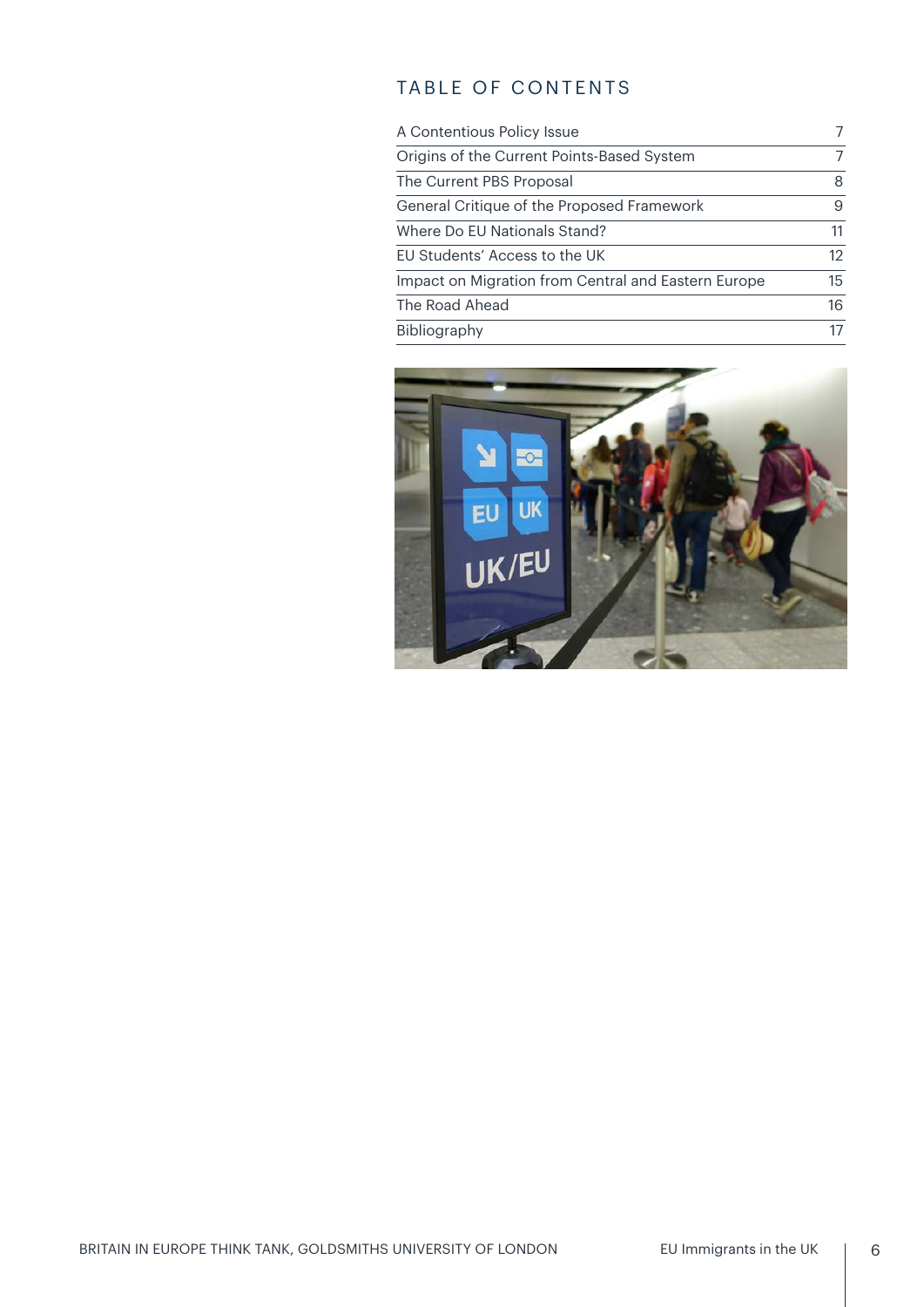## TABLE OF CONTENTS

| | |
|---|---|
| A Contentious Policy Issue | 7 |
| Origins of the Current Points-Based System | 7 |
| The Current PBS Proposal | 8 |
| General Critique of the Proposed Framework | 9 |
| Where Do EU Nationals Stand? | 11 |
| EU Students' Access to the UK | 12 |
| Impact on Migration from Central and Eastern Europe | 15 |
| The Road Ahead | 16 |
| Bibliography | 17 |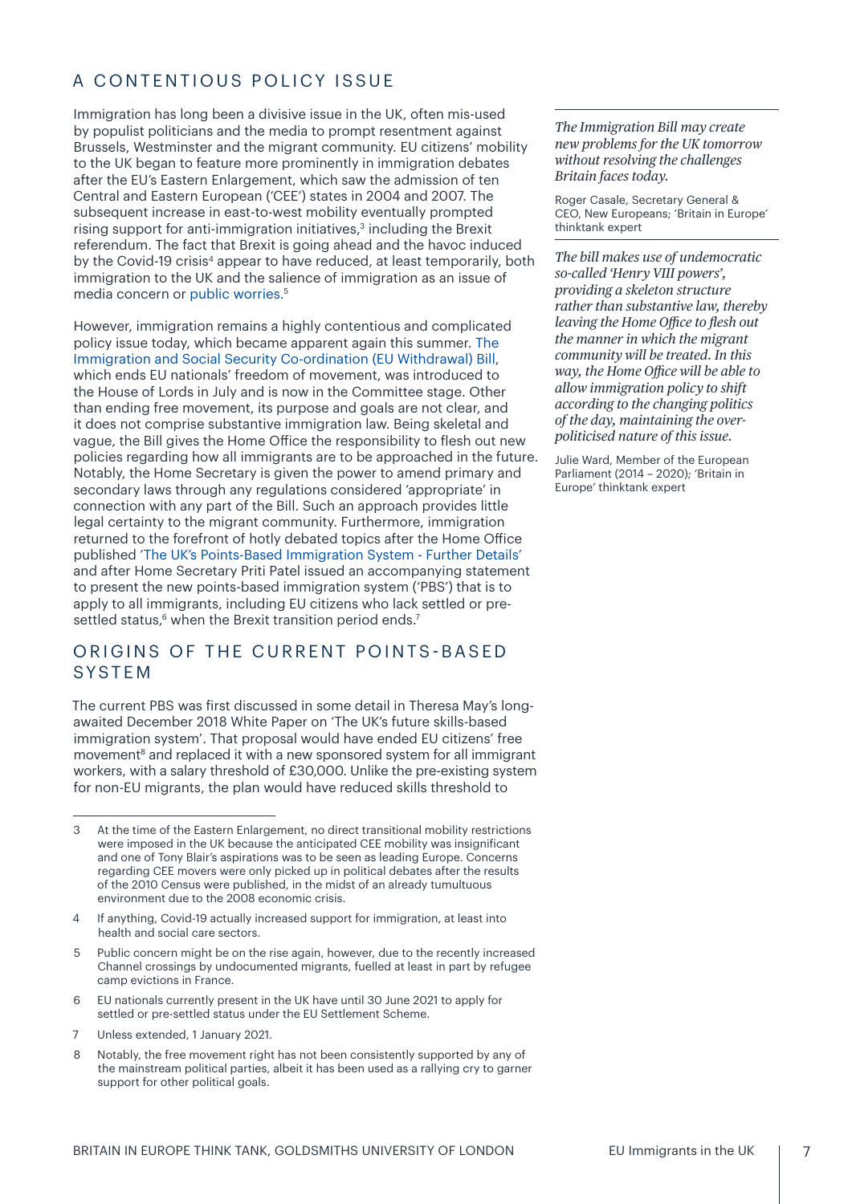## A CONTENTIOUS POLICY ISSUE

Immigration has long been a divisive issue in the UK, often mis-used by populist politicians and the media to prompt resentment against Brussels, Westminster and the migrant community. EU citizens' mobility to the UK began to feature more prominently in immigration debates after the EU's Eastern Enlargement, which saw the admission of ten Central and Eastern European ('CEE') states in 2004 and 2007. The subsequent increase in east-to-west mobility eventually prompted rising support for anti-immigration initiatives,[3] including the Brexit referendum. The fact that Brexit is going ahead and the havoc induced by the Covid-19 crisis[4] appear to have reduced, at least temporarily, both immigration to the UK and the salience of immigration as an issue of media concern or public worries.[5]

However, immigration remains a highly contentious and complicated policy issue today, which became apparent again this summer. The Immigration and Social Security Co-ordination (EU Withdrawal) Bill, which ends EU nationals' freedom of movement, was introduced to the House of Lords in July and is now in the Committee stage. Other than ending free movement, its purpose and goals are not clear, and it does not comprise substantive immigration law. Being skeletal and vague, the Bill gives the Home Office the responsibility to flesh out new policies regarding how all immigrants are to be approached in the future. Notably, the Home Secretary is given the power to amend primary and secondary laws through any regulations considered 'appropriate' in connection with any part of the Bill. Such an approach provides little legal certainty to the migrant community. Furthermore, immigration returned to the forefront of hotly debated topics after the Home Office published 'The UK's Points-Based Immigration System - Further Details' and after Home Secretary Priti Patel issued an accompanying statement to present the new points-based immigration system ('PBS') that is to apply to all immigrants, including EU citizens who lack settled or pre-settled status,[6] when the Brexit transition period ends.[7]

> *The Immigration Bill may create new problems for the UK tomorrow without resolving the challenges Britain faces today.*
>
> Roger Casale, Secretary General & CEO, New Europeans; 'Britain in Europe' thinktank expert

> *The bill makes use of undemocratic so-called 'Henry VIII powers', providing a skeleton structure rather than substantive law, thereby leaving the Home Office to flesh out the manner in which the migrant community will be treated. In this way, the Home Office will be able to allow immigration policy to shift according to the changing politics of the day, maintaining the over-politicised nature of this issue.*
>
> Julie Ward, Member of the European Parliament (2014 – 2020); 'Britain in Europe' thinktank expert

## ORIGINS OF THE CURRENT POINTS-BASED SYSTEM

The current PBS was first discussed in some detail in Theresa May's long-awaited December 2018 White Paper on 'The UK's future skills-based immigration system'. That proposal would have ended EU citizens' free movement[8] and replaced it with a new sponsored system for all immigrant workers, with a salary threshold of £30,000. Unlike the pre-existing system for non-EU migrants, the plan would have reduced skills threshold to

---

3 At the time of the Eastern Enlargement, no direct transitional mobility restrictions were imposed in the UK because the anticipated CEE mobility was insignificant and one of Tony Blair's aspirations was to be seen as leading Europe. Concerns regarding CEE movers were only picked up in political debates after the results of the 2010 Census were published, in the midst of an already tumultuous environment due to the 2008 economic crisis.

4 If anything, Covid-19 actually increased support for immigration, at least into health and social care sectors.

5 Public concern might be on the rise again, however, due to the recently increased Channel crossings by undocumented migrants, fuelled at least in part by refugee camp evictions in France.

6 EU nationals currently present in the UK have until 30 June 2021 to apply for settled or pre-settled status under the EU Settlement Scheme.

7 Unless extended, 1 January 2021.

8 Notably, the free movement right has not been consistently supported by any of the mainstream political parties, albeit it has been used as a rallying cry to garner support for other political goals.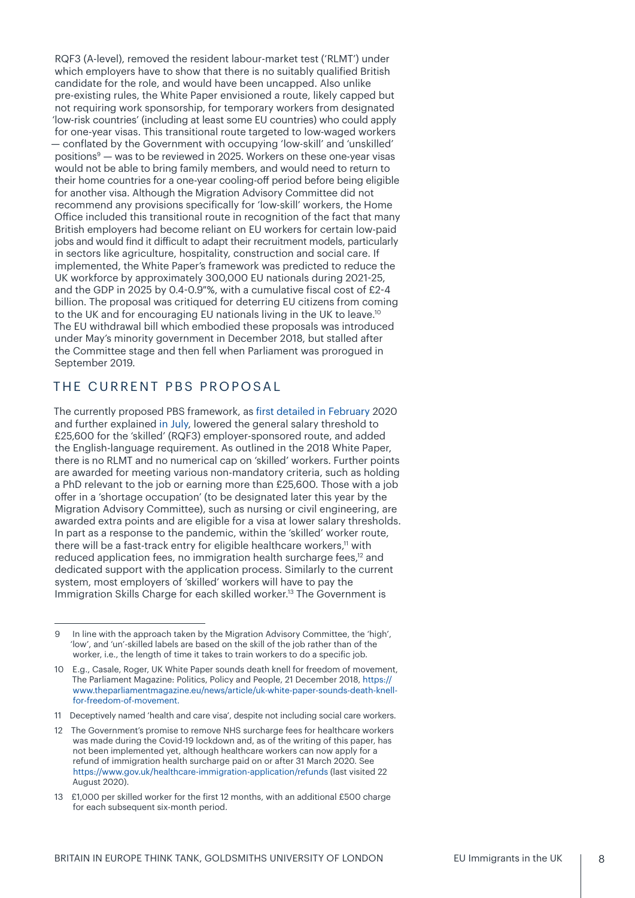RQF3 (A-level), removed the resident labour-market test ('RLMT') under which employers have to show that there is no suitably qualified British candidate for the role, and would have been uncapped. Also unlike pre-existing rules, the White Paper envisioned a route, likely capped but not requiring work sponsorship, for temporary workers from designated 'low-risk countries' (including at least some EU countries) who could apply for one-year visas. This transitional route targeted to low-waged workers — conflated by the Government with occupying 'low-skill' and 'unskilled' positions[9] — was to be reviewed in 2025. Workers on these one-year visas would not be able to bring family members, and would need to return to their home countries for a one-year cooling-off period before being eligible for another visa. Although the Migration Advisory Committee did not recommend any provisions specifically for 'low-skill' workers, the Home Office included this transitional route in recognition of the fact that many British employers had become reliant on EU workers for certain low-paid jobs and would find it difficult to adapt their recruitment models, particularly in sectors like agriculture, hospitality, construction and social care. If implemented, the White Paper's framework was predicted to reduce the UK workforce by approximately 300,000 EU nationals during 2021-25, and the GDP in 2025 by 0.4-0.9"%, with a cumulative fiscal cost of £2-4 billion. The proposal was critiqued for deterring EU citizens from coming to the UK and for encouraging EU nationals living in the UK to leave.[10] The EU withdrawal bill which embodied these proposals was introduced under May's minority government in December 2018, but stalled after the Committee stage and then fell when Parliament was prorogued in September 2019.

## THE CURRENT PBS PROPOSAL

The currently proposed PBS framework, as first detailed in February 2020 and further explained in July, lowered the general salary threshold to £25,600 for the 'skilled' (RQF3) employer-sponsored route, and added the English-language requirement. As outlined in the 2018 White Paper, there is no RLMT and no numerical cap on 'skilled' workers. Further points are awarded for meeting various non-mandatory criteria, such as holding a PhD relevant to the job or earning more than £25,600. Those with a job offer in a 'shortage occupation' (to be designated later this year by the Migration Advisory Committee), such as nursing or civil engineering, are awarded extra points and are eligible for a visa at lower salary thresholds. In part as a response to the pandemic, within the 'skilled' worker route, there will be a fast-track entry for eligible healthcare workers,[11] with reduced application fees, no immigration health surcharge fees,[12] and dedicated support with the application process. Similarly to the current system, most employers of 'skilled' workers will have to pay the Immigration Skills Charge for each skilled worker.[13] The Government is

---

9 In line with the approach taken by the Migration Advisory Committee, the 'high', 'low', and 'un'-skilled labels are based on the skill of the job rather than of the worker, i.e., the length of time it takes to train workers to do a specific job.

10 E.g., Casale, Roger, UK White Paper sounds death knell for freedom of movement, The Parliament Magazine: Politics, Policy and People, 21 December 2018, https://www.theparliamentmagazine.eu/news/article/uk-white-paper-sounds-death-knell-for-freedom-of-movement.

11 Deceptively named 'health and care visa', despite not including social care workers.

12 The Government's promise to remove NHS surcharge fees for healthcare workers was made during the Covid-19 lockdown and, as of the writing of this paper, has not been implemented yet, although healthcare workers can now apply for a refund of immigration health surcharge paid on or after 31 March 2020. See https://www.gov.uk/healthcare-immigration-application/refunds (last visited 22 August 2020).

13 £1,000 per skilled worker for the first 12 months, with an additional £500 charge for each subsequent six-month period.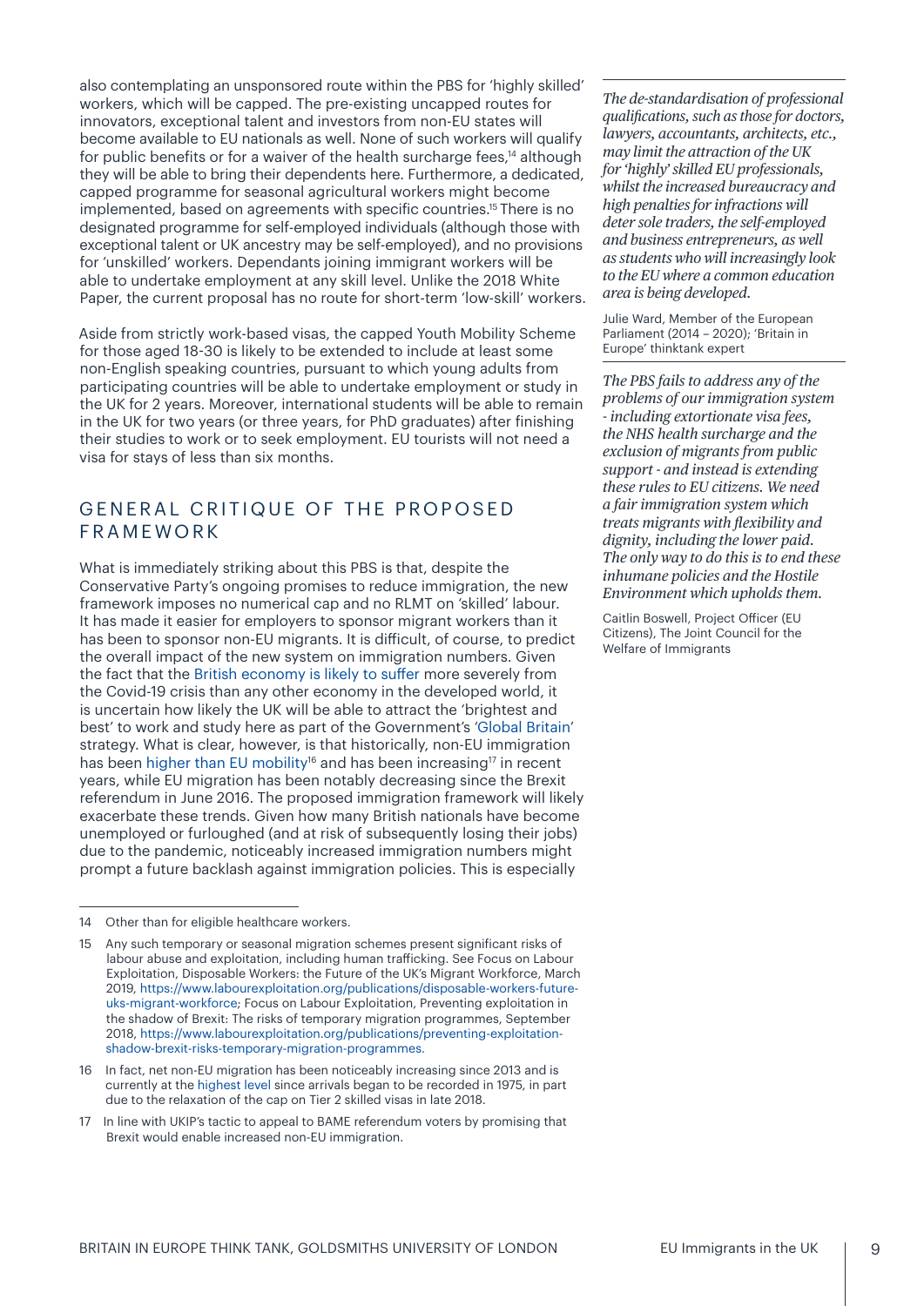also contemplating an unsponsored route within the PBS for 'highly skilled' workers, which will be capped. The pre-existing uncapped routes for innovators, exceptional talent and investors from non-EU states will become available to EU nationals as well. None of such workers will qualify for public benefits or for a waiver of the health surcharge fees,[14] although they will be able to bring their dependents here. Furthermore, a dedicated, capped programme for seasonal agricultural workers might become implemented, based on agreements with specific countries.[15] There is no designated programme for self-employed individuals (although those with exceptional talent or UK ancestry may be self-employed), and no provisions for 'unskilled' workers. Dependants joining immigrant workers will be able to undertake employment at any skill level. Unlike the 2018 White Paper, the current proposal has no route for short-term 'low-skill' workers.

Aside from strictly work-based visas, the capped Youth Mobility Scheme for those aged 18-30 is likely to be extended to include at least some non-English speaking countries, pursuant to which young adults from participating countries will be able to undertake employment or study in the UK for 2 years. Moreover, international students will be able to remain in the UK for two years (or three years, for PhD graduates) after finishing their studies to work or to seek employment. EU tourists will not need a visa for stays of less than six months.

## GENERAL CRITIQUE OF THE PROPOSED FRAMEWORK

What is immediately striking about this PBS is that, despite the Conservative Party's ongoing promises to reduce immigration, the new framework imposes no numerical cap and no RLMT on 'skilled' labour. It has made it easier for employers to sponsor migrant workers than it has been to sponsor non-EU migrants. It is difficult, of course, to predict the overall impact of the new system on immigration numbers. Given the fact that the British economy is likely to suffer more severely from the Covid-19 crisis than any other economy in the developed world, it is uncertain how likely the UK will be able to attract the 'brightest and best' to work and study here as part of the Government's 'Global Britain' strategy. What is clear, however, is that historically, non-EU immigration has been higher than EU mobility[16] and has been increasing[17] in recent years, while EU migration has been notably decreasing since the Brexit referendum in June 2016. The proposed immigration framework will likely exacerbate these trends. Given how many British nationals have become unemployed or furloughed (and at risk of subsequently losing their jobs) due to the pandemic, noticeably increased immigration numbers might prompt a future backlash against immigration policies. This is especially

*The de-standardisation of professional qualifications, such as those for doctors, lawyers, accountants, architects, etc., may limit the attraction of the UK for 'highly' skilled EU professionals, whilst the increased bureaucracy and high penalties for infractions will deter sole traders, the self-employed and business entrepreneurs, as well as students who will increasingly look to the EU where a common education area is being developed.*

Julie Ward, Member of the European Parliament (2014 – 2020); 'Britain in Europe' thinktank expert

*The PBS fails to address any of the problems of our immigration system - including extortionate visa fees, the NHS health surcharge and the exclusion of migrants from public support - and instead is extending these rules to EU citizens. We need a fair immigration system which treats migrants with flexibility and dignity, including the lower paid. The only way to do this is to end these inhumane policies and the Hostile Environment which upholds them.*

Caitlin Boswell, Project Officer (EU Citizens), The Joint Council for the Welfare of Immigrants

---

14 Other than for eligible healthcare workers.

15 Any such temporary or seasonal migration schemes present significant risks of labour abuse and exploitation, including human trafficking. See Focus on Labour Exploitation, Disposable Workers: the Future of the UK's Migrant Workforce, March 2019, https://www.labourexploitation.org/publications/disposable-workers-future-uks-migrant-workforce; Focus on Labour Exploitation, Preventing exploitation in the shadow of Brexit: The risks of temporary migration programmes, September 2018, https://www.labourexploitation.org/publications/preventing-exploitation-shadow-brexit-risks-temporary-migration-programmes.

16 In fact, net non-EU migration has been noticeably increasing since 2013 and is currently at the highest level since arrivals began to be recorded in 1975, in part due to the relaxation of the cap on Tier 2 skilled visas in late 2018.

17 In line with UKIP's tactic to appeal to BAME referendum voters by promising that Brexit would enable increased non-EU immigration.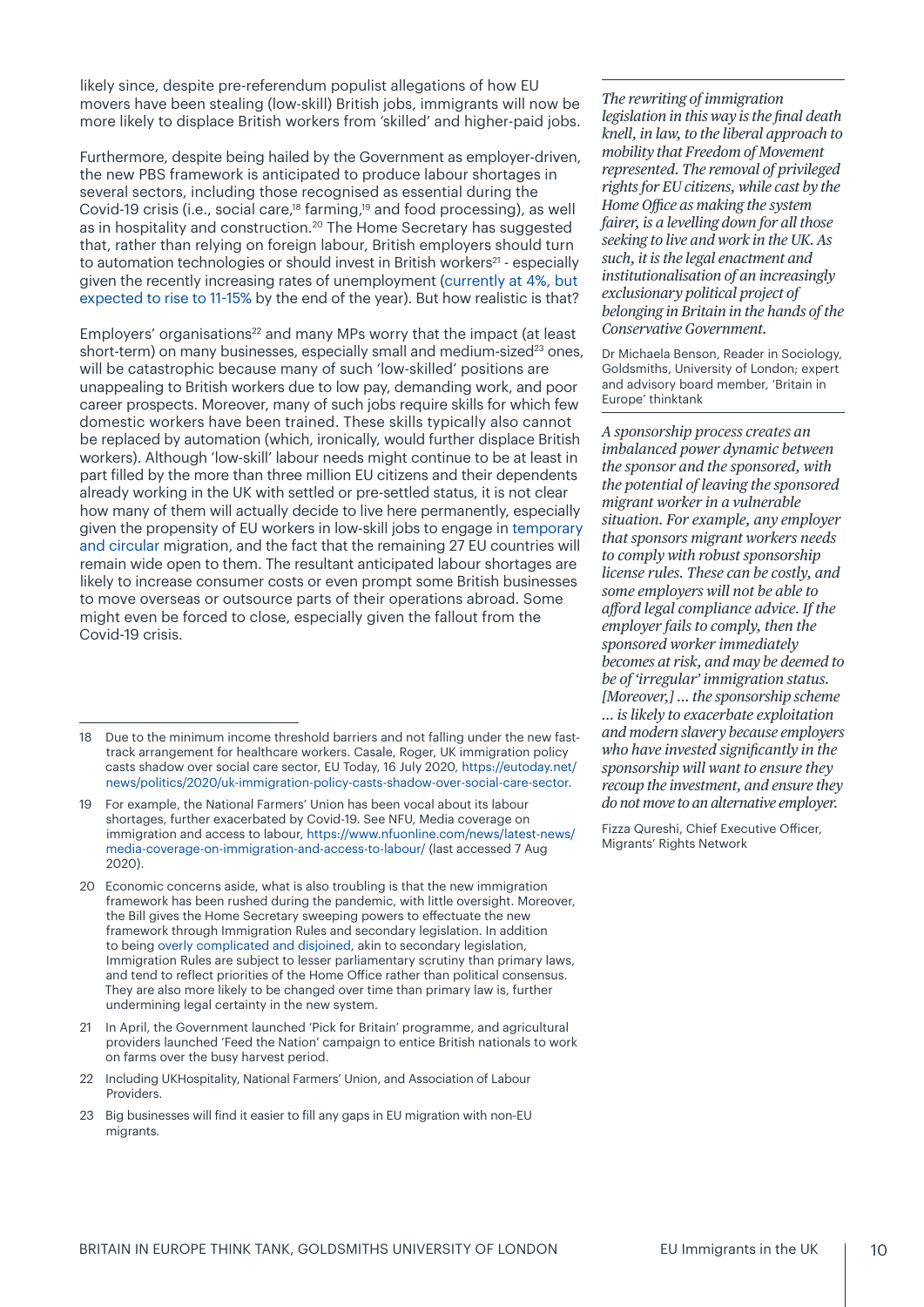likely since, despite pre-referendum populist allegations of how EU movers have been stealing (low-skill) British jobs, immigrants will now be more likely to displace British workers from 'skilled' and higher-paid jobs.

Furthermore, despite being hailed by the Government as employer-driven, the new PBS framework is anticipated to produce labour shortages in several sectors, including those recognised as essential during the Covid-19 crisis (i.e., social care,[18] farming,[19] and food processing), as well as in hospitality and construction.[20] The Home Secretary has suggested that, rather than relying on foreign labour, British employers should turn to automation technologies or should invest in British workers[21] - especially given the recently increasing rates of unemployment (currently at 4%, but expected to rise to 11-15% by the end of the year). But how realistic is that?

Employers' organisations[22] and many MPs worry that the impact (at least short-term) on many businesses, especially small and medium-sized[23] ones, will be catastrophic because many of such 'low-skilled' positions are unappealing to British workers due to low pay, demanding work, and poor career prospects. Moreover, many of such jobs require skills for which few domestic workers have been trained. These skills typically also cannot be replaced by automation (which, ironically, would further displace British workers). Although 'low-skill' labour needs might continue to be at least in part filled by the more than three million EU citizens and their dependents already working in the UK with settled or pre-settled status, it is not clear how many of them will actually decide to live here permanently, especially given the propensity of EU workers in low-skill jobs to engage in temporary and circular migration, and the fact that the remaining 27 EU countries will remain wide open to them. The resultant anticipated labour shortages are likely to increase consumer costs or even prompt some British businesses to move overseas or outsource parts of their operations abroad. Some might even be forced to close, especially given the fallout from the Covid-19 crisis.

---

*The rewriting of immigration legislation in this way is the final death knell, in law, to the liberal approach to mobility that Freedom of Movement represented. The removal of privileged rights for EU citizens, while cast by the Home Office as making the system fairer, is a levelling down for all those seeking to live and work in the UK. As such, it is the legal enactment and institutionalisation of an increasingly exclusionary political project of belonging in Britain in the hands of the Conservative Government.*

Dr Michaela Benson, Reader in Sociology, Goldsmiths, University of London; expert and advisory board member, 'Britain in Europe' thinktank

---

*A sponsorship process creates an imbalanced power dynamic between the sponsor and the sponsored, with the potential of leaving the sponsored migrant worker in a vulnerable situation. For example, any employer that sponsors migrant workers needs to comply with robust sponsorship license rules. These can be costly, and some employers will not be able to afford legal compliance advice. If the employer fails to comply, then the sponsored worker immediately becomes at risk, and may be deemed to be of 'irregular' immigration status. [Moreover,] ... the sponsorship scheme ... is likely to exacerbate exploitation and modern slavery because employers who have invested significantly in the sponsorship will want to ensure they recoup the investment, and ensure they do not move to an alternative employer.*

Fizza Qureshi, Chief Executive Officer, Migrants' Rights Network

---

18 Due to the minimum income threshold barriers and not falling under the new fast-track arrangement for healthcare workers. Casale, Roger, UK immigration policy casts shadow over social care sector, EU Today, 16 July 2020, https://eutoday.net/news/politics/2020/uk-immigration-policy-casts-shadow-over-social-care-sector.

19 For example, the National Farmers' Union has been vocal about its labour shortages, further exacerbated by Covid-19. See NFU, Media coverage on immigration and access to labour, https://www.nfuonline.com/news/latest-news/media-coverage-on-immigration-and-access-to-labour/ (last accessed 7 Aug 2020).

20 Economic concerns aside, what is also troubling is that the new immigration framework has been rushed during the pandemic, with little oversight. Moreover, the Bill gives the Home Secretary sweeping powers to effectuate the new framework through Immigration Rules and secondary legislation. In addition to being overly complicated and disjoined, akin to secondary legislation, Immigration Rules are subject to lesser parliamentary scrutiny than primary laws, and tend to reflect priorities of the Home Office rather than political consensus. They are also more likely to be changed over time than primary law is, further undermining legal certainty in the new system.

21 In April, the Government launched 'Pick for Britain' programme, and agricultural providers launched 'Feed the Nation' campaign to entice British nationals to work on farms over the busy harvest period.

22 Including UKHospitality, National Farmers' Union, and Association of Labour Providers.

23 Big businesses will find it easier to fill any gaps in EU migration with non-EU migrants.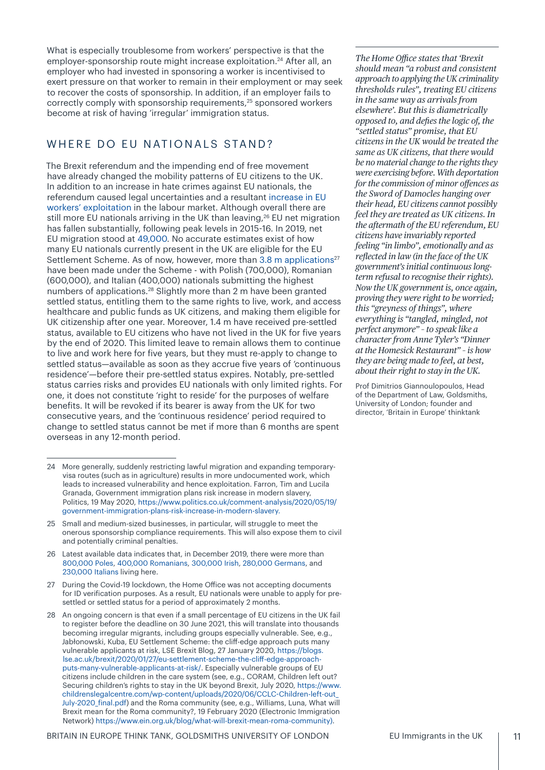What is especially troublesome from workers' perspective is that the employer-sponsorship route might increase exploitation.[24] After all, an employer who had invested in sponsoring a worker is incentivised to exert pressure on that worker to remain in their employment or may seek to recover the costs of sponsorship. In addition, if an employer fails to correctly comply with sponsorship requirements,[25] sponsored workers become at risk of having 'irregular' immigration status.

## WHERE DO EU NATIONALS STAND?

The Brexit referendum and the impending end of free movement have already changed the mobility patterns of EU citizens to the UK. In addition to an increase in hate crimes against EU nationals, the referendum caused legal uncertainties and a resultant increase in EU workers' exploitation in the labour market. Although overall there are still more EU nationals arriving in the UK than leaving,[26] EU net migration has fallen substantially, following peak levels in 2015-16. In 2019, net EU migration stood at 49,000. No accurate estimates exist of how many EU nationals currently present in the UK are eligible for the EU Settlement Scheme. As of now, however, more than 3.8 m applications[27] have been made under the Scheme - with Polish (700,000), Romanian (600,000), and Italian (400,000) nationals submitting the highest numbers of applications.[28] Slightly more than 2 m have been granted settled status, entitling them to the same rights to live, work, and access healthcare and public funds as UK citizens, and making them eligible for UK citizenship after one year. Moreover, 1.4 m have received pre-settled status, available to EU citizens who have not lived in the UK for five years by the end of 2020. This limited leave to remain allows them to continue to live and work here for five years, but they must re-apply to change to settled status—available as soon as they accrue five years of 'continuous residence'—before their pre-settled status expires. Notably, pre-settled status carries risks and provides EU nationals with only limited rights. For one, it does not constitute 'right to reside' for the purposes of welfare benefits. It will be revoked if its bearer is away from the UK for two consecutive years, and the 'continuous residence' period required to change to settled status cannot be met if more than 6 months are spent overseas in any 12-month period.

*The Home Office states that 'Brexit should mean "a robust and consistent approach to applying the UK criminality thresholds rules", treating EU citizens in the same way as arrivals from elsewhere'. But this is diametrically opposed to, and defies the logic of, the "settled status" promise, that EU citizens in the UK would be treated the same as UK citizens, that there would be no material change to the rights they were exercising before. With deportation for the commission of minor offences as the Sword of Damocles hanging over their head, EU citizens cannot possibly feel they are treated as UK citizens. In the aftermath of the EU referendum, EU citizens have invariably reported feeling "in limbo", emotionally and as reflected in law (in the face of the UK government's initial continuous long-term refusal to recognise their rights). Now the UK government is, once again, proving they were right to be worried; this "greyness of things", where everything is "tangled, mingled, not perfect anymore" - to speak like a character from Anne Tyler's "Dinner at the Homesick Restaurant" - is how they are being made to feel, at best, about their right to stay in the UK.*

Prof Dimitrios Giannoulopoulos, Head of the Department of Law, Goldsmiths, University of London; founder and director, 'Britain in Europe' thinktank

---

24 More generally, suddenly restricting lawful migration and expanding temporary-visa routes (such as in agriculture) results in more undocumented work, which leads to increased vulnerability and hence exploitation. Farron, Tim and Lucila Granada, Government immigration plans risk increase in modern slavery, Politics, 19 May 2020, https://www.politics.co.uk/comment-analysis/2020/05/19/government-immigration-plans-risk-increase-in-modern-slavery.

25 Small and medium-sized businesses, in particular, will struggle to meet the onerous sponsorship compliance requirements. This will also expose them to civil and potentially criminal penalties.

26 Latest available data indicates that, in December 2019, there were more than 800,000 Poles, 400,000 Romanians, 300,000 Irish, 280,000 Germans, and 230,000 Italians living here.

27 During the Covid-19 lockdown, the Home Office was not accepting documents for ID verification purposes. As a result, EU nationals were unable to apply for pre-settled or settled status for a period of approximately 2 months.

28 An ongoing concern is that even if a small percentage of EU citizens in the UK fail to register before the deadline on 30 June 2021, this will translate into thousands becoming irregular migrants, including groups especially vulnerable. See, e.g., Jabłonowski, Kuba, EU Settlement Scheme: the cliff-edge approach puts many vulnerable applicants at risk, LSE Brexit Blog, 27 January 2020, https://blogs.lse.ac.uk/brexit/2020/01/27/eu-settlement-scheme-the-cliff-edge-approach-puts-many-vulnerable-applicants-at-risk/. Especially vulnerable groups of EU citizens include children in the care system (see, e.g., CORAM, Children left out? Securing children's rights to stay in the UK beyond Brexit, July 2020, https://www.childrenslegalcentre.com/wp-content/uploads/2020/06/CCLC-Children-left-out_July-2020_final.pdf) and the Roma community (see, e.g., Williams, Luna, What will Brexit mean for the Roma community?, 19 February 2020 (Electronic Immigration Network) https://www.ein.org.uk/blog/what-will-brexit-mean-roma-community).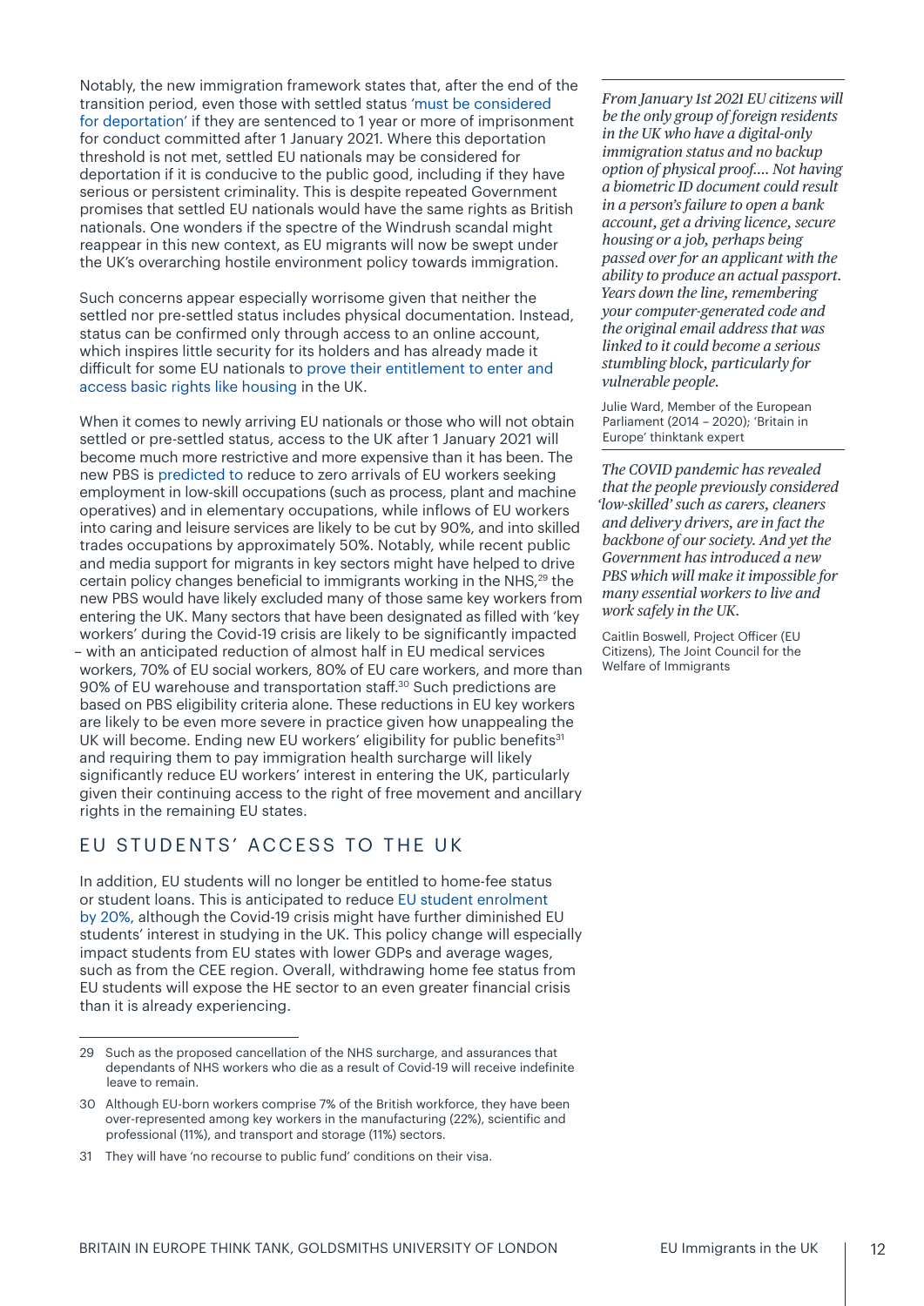Notably, the new immigration framework states that, after the end of the transition period, even those with settled status 'must be considered for deportation' if they are sentenced to 1 year or more of imprisonment for conduct committed after 1 January 2021. Where this deportation threshold is not met, settled EU nationals may be considered for deportation if it is conducive to the public good, including if they have serious or persistent criminality. This is despite repeated Government promises that settled EU nationals would have the same rights as British nationals. One wonders if the spectre of the Windrush scandal might reappear in this new context, as EU migrants will now be swept under the UK's overarching hostile environment policy towards immigration.

Such concerns appear especially worrisome given that neither the settled nor pre-settled status includes physical documentation. Instead, status can be confirmed only through access to an online account, which inspires little security for its holders and has already made it difficult for some EU nationals to prove their entitlement to enter and access basic rights like housing in the UK.

When it comes to newly arriving EU nationals or those who will not obtain settled or pre-settled status, access to the UK after 1 January 2021 will become much more restrictive and more expensive than it has been. The new PBS is predicted to reduce to zero arrivals of EU workers seeking employment in low-skill occupations (such as process, plant and machine operatives) and in elementary occupations, while inflows of EU workers into caring and leisure services are likely to be cut by 90%, and into skilled trades occupations by approximately 50%. Notably, while recent public and media support for migrants in key sectors might have helped to drive certain policy changes beneficial to immigrants working in the NHS,[29] the new PBS would have likely excluded many of those same key workers from entering the UK. Many sectors that have been designated as filled with 'key workers' during the Covid-19 crisis are likely to be significantly impacted – with an anticipated reduction of almost half in EU medical services workers, 70% of EU social workers, 80% of EU care workers, and more than 90% of EU warehouse and transportation staff.[30] Such predictions are based on PBS eligibility criteria alone. These reductions in EU key workers are likely to be even more severe in practice given how unappealing the UK will become. Ending new EU workers' eligibility for public benefits[31] and requiring them to pay immigration health surcharge will likely significantly reduce EU workers' interest in entering the UK, particularly given their continuing access to the right of free movement and ancillary rights in the remaining EU states.

## EU STUDENTS' ACCESS TO THE UK

In addition, EU students will no longer be entitled to home-fee status or student loans. This is anticipated to reduce EU student enrolment by 20%, although the Covid-19 crisis might have further diminished EU students' interest in studying in the UK. This policy change will especially impact students from EU states with lower GDPs and average wages, such as from the CEE region. Overall, withdrawing home fee status from EU students will expose the HE sector to an even greater financial crisis than it is already experiencing.

> *From January 1st 2021 EU citizens will be the only group of foreign residents in the UK who have a digital-only immigration status and no backup option of physical proof.... Not having a biometric ID document could result in a person's failure to open a bank account, get a driving licence, secure housing or a job, perhaps being passed over for an applicant with the ability to produce an actual passport. Years down the line, remembering your computer-generated code and the original email address that was linked to it could become a serious stumbling block, particularly for vulnerable people.*
>
> Julie Ward, Member of the European Parliament (2014 – 2020); 'Britain in Europe' thinktank expert

> *The COVID pandemic has revealed that the people previously considered 'low-skilled' such as carers, cleaners and delivery drivers, are in fact the backbone of our society. And yet the Government has introduced a new PBS which will make it impossible for many essential workers to live and work safely in the UK.*
>
> Caitlin Boswell, Project Officer (EU Citizens), The Joint Council for the Welfare of Immigrants

---

29 Such as the proposed cancellation of the NHS surcharge, and assurances that dependants of NHS workers who die as a result of Covid-19 will receive indefinite leave to remain.

30 Although EU-born workers comprise 7% of the British workforce, they have been over-represented among key workers in the manufacturing (22%), scientific and professional (11%), and transport and storage (11%) sectors.

31 They will have 'no recourse to public fund' conditions on their visa.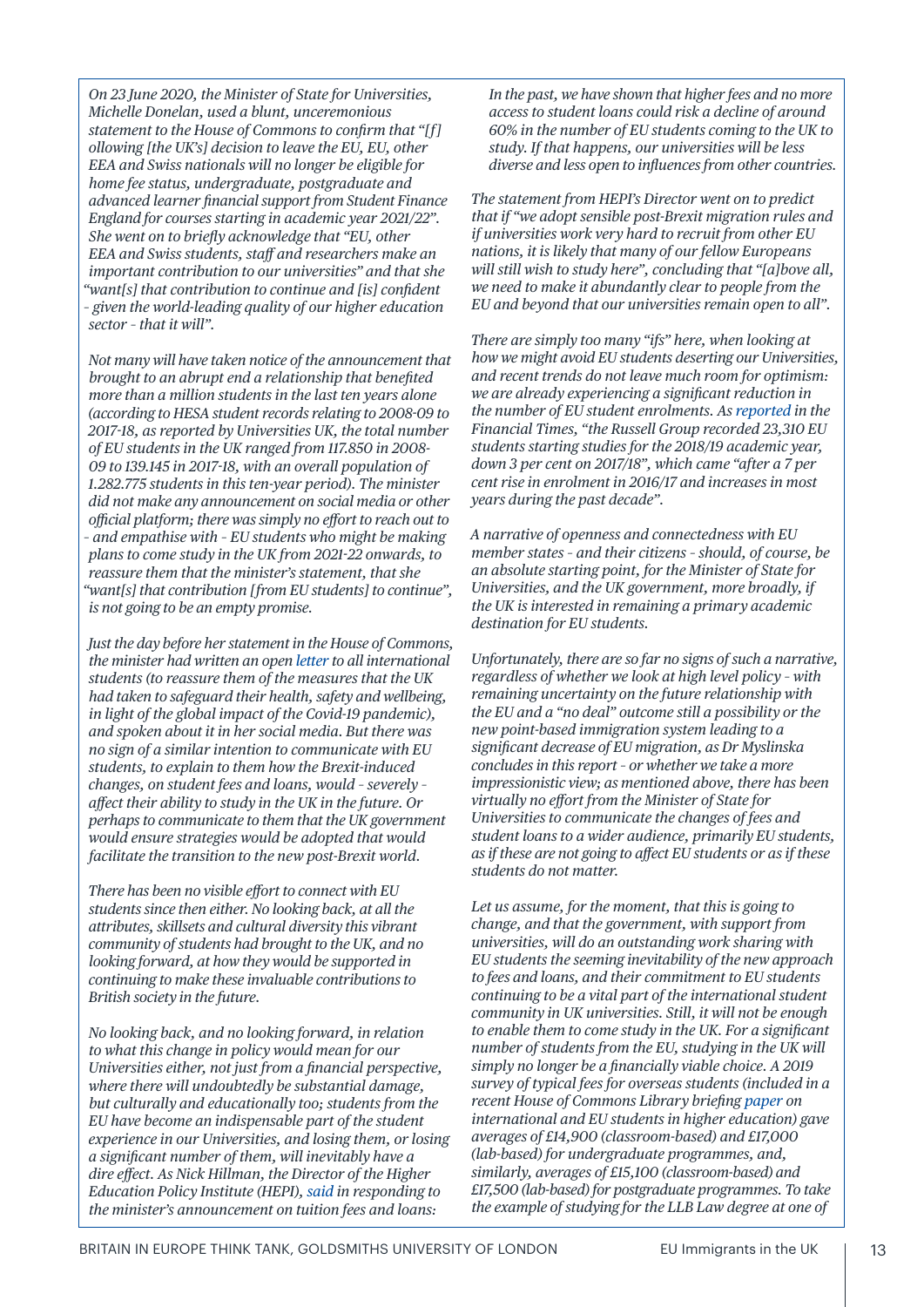*On 23 June 2020, the Minister of State for Universities, Michelle Donelan, used a blunt, unceremonious statement to the House of Commons to confirm that "[f]ollowing [the UK's] decision to leave the EU, EU, other EEA and Swiss nationals will no longer be eligible for home fee status, undergraduate, postgraduate and advanced learner financial support from Student Finance England for courses starting in academic year 2021/22". She went on to briefly acknowledge that "EU, other EEA and Swiss students, staff and researchers make an important contribution to our universities" and that she "want[s] that contribution to continue and [is] confident – given the world-leading quality of our higher education sector – that it will".*

*Not many will have taken notice of the announcement that brought to an abrupt end a relationship that benefited more than a million students in the last ten years alone (according to HESA student records relating to 2008-09 to 2017-18, as reported by Universities UK, the total number of EU students in the UK ranged from 117.850 in 2008-09 to 139.145 in 2017-18, with an overall population of 1.282.775 students in this ten-year period). The minister did not make any announcement on social media or other official platform; there was simply no effort to reach out to – and empathise with – EU students who might be making plans to come study in the UK from 2021-22 onwards, to reassure them that the minister's statement, that she "want[s] that contribution [from EU students] to continue", is not going to be an empty promise.*

*Just the day before her statement in the House of Commons, the minister had written an open letter to all international students (to reassure them of the measures that the UK had taken to safeguard their health, safety and wellbeing, in light of the global impact of the Covid-19 pandemic), and spoken about it in her social media. But there was no sign of a similar intention to communicate with EU students, to explain to them how the Brexit-induced changes, on student fees and loans, would – severely – affect their ability to study in the UK in the future. Or perhaps to communicate to them that the UK government would ensure strategies would be adopted that would facilitate the transition to the new post-Brexit world.*

*There has been no visible effort to connect with EU students since then either. No looking back, at all the attributes, skillsets and cultural diversity this vibrant community of students had brought to the UK, and no looking forward, at how they would be supported in continuing to make these invaluable contributions to British society in the future.*

*No looking back, and no looking forward, in relation to what this change in policy would mean for our Universities either, not just from a financial perspective, where there will undoubtedly be substantial damage, but culturally and educationally too; students from the EU have become an indispensable part of the student experience in our Universities, and losing them, or losing a significant number of them, will inevitably have a dire effect. As Nick Hillman, the Director of the Higher Education Policy Institute (HEPI), said in responding to the minister's announcement on tuition fees and loans:*

> *In the past, we have shown that higher fees and no more access to student loans could risk a decline of around 60% in the number of EU students coming to the UK to study. If that happens, our universities will be less diverse and less open to influences from other countries.*

*The statement from HEPI's Director went on to predict that if "we adopt sensible post-Brexit migration rules and if universities work very hard to recruit from other EU nations, it is likely that many of our fellow Europeans will still wish to study here", concluding that "[a]bove all, we need to make it abundantly clear to people from the EU and beyond that our universities remain open to all".*

*There are simply too many "ifs" here, when looking at how we might avoid EU students deserting our Universities, and recent trends do not leave much room for optimism: we are already experiencing a significant reduction in the number of EU student enrolments. As reported in the Financial Times, "the Russell Group recorded 23,310 EU students starting studies for the 2018/19 academic year, down 3 per cent on 2017/18", which came "after a 7 per cent rise in enrolment in 2016/17 and increases in most years during the past decade".*

*A narrative of openness and connectedness with EU member states – and their citizens – should, of course, be an absolute starting point, for the Minister of State for Universities, and the UK government, more broadly, if the UK is interested in remaining a primary academic destination for EU students.*

*Unfortunately, there are so far no signs of such a narrative, regardless of whether we look at high level policy – with remaining uncertainty on the future relationship with the EU and a "no deal" outcome still a possibility or the new point-based immigration system leading to a significant decrease of EU migration, as Dr Myslinska concludes in this report – or whether we take a more impressionistic view; as mentioned above, there has been virtually no effort from the Minister of State for Universities to communicate the changes of fees and student loans to a wider audience, primarily EU students, as if these are not going to affect EU students or as if these students do not matter.*

*Let us assume, for the moment, that this is going to change, and that the government, with support from universities, will do an outstanding work sharing with EU students the seeming inevitability of the new approach to fees and loans, and their commitment to EU students continuing to be a vital part of the international student community in UK universities. Still, it will not be enough to enable them to come study in the UK. For a significant number of students from the EU, studying in the UK will simply no longer be a financially viable choice. A 2019 survey of typical fees for overseas students (included in a recent House of Commons Library briefing paper on international and EU students in higher education) gave averages of £14,900 (classroom-based) and £17,000 (lab-based) for undergraduate programmes, and, similarly, averages of £15,100 (classroom-based) and £17,500 (lab-based) for postgraduate programmes. To take the example of studying for the LLB Law degree at one of*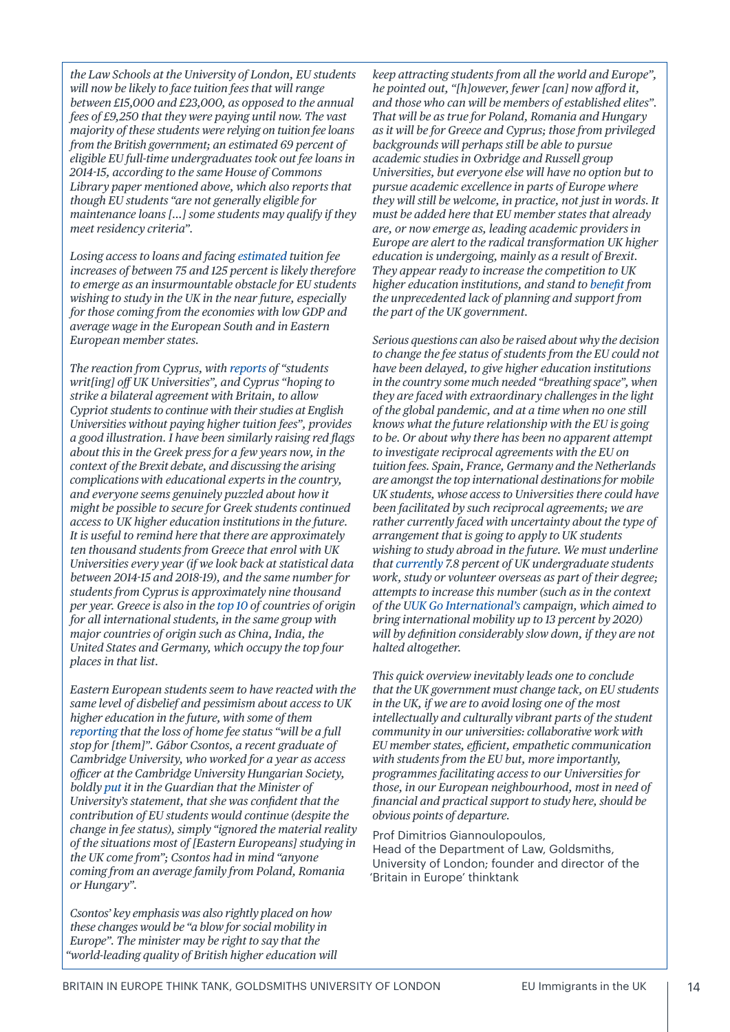*the Law Schools at the University of London, EU students will now be likely to face tuition fees that will range between £15,000 and £23,000, as opposed to the annual fees of £9,250 that they were paying until now. The vast majority of these students were relying on tuition fee loans from the British government; an estimated 69 percent of eligible EU full-time undergraduates took out fee loans in 2014-15, according to the same House of Commons Library paper mentioned above, which also reports that though EU students "are not generally eligible for maintenance loans […] some students may qualify if they meet residency criteria".*

*Losing access to loans and facing estimated tuition fee increases of between 75 and 125 percent is likely therefore to emerge as an insurmountable obstacle for EU students wishing to study in the UK in the near future, especially for those coming from the economies with low GDP and average wage in the European South and in Eastern European member states.*

*The reaction from Cyprus, with reports of "students writ[ing] off UK Universities", and Cyprus "hoping to strike a bilateral agreement with Britain, to allow Cypriot students to continue with their studies at English Universities without paying higher tuition fees", provides a good illustration. I have been similarly raising red flags about this in the Greek press for a few years now, in the context of the Brexit debate, and discussing the arising complications with educational experts in the country, and everyone seems genuinely puzzled about how it might be possible to secure for Greek students continued access to UK higher education institutions in the future. It is useful to remind here that there are approximately ten thousand students from Greece that enrol with UK Universities every year (if we look back at statistical data between 2014-15 and 2018-19), and the same number for students from Cyprus is approximately nine thousand per year. Greece is also in the top 10 of countries of origin for all international students, in the same group with major countries of origin such as China, India, the United States and Germany, which occupy the top four places in that list.*

*Eastern European students seem to have reacted with the same level of disbelief and pessimism about access to UK higher education in the future, with some of them reporting that the loss of home fee status "will be a full stop for [them]". Gábor Csontos, a recent graduate of Cambridge University, who worked for a year as access officer at the Cambridge University Hungarian Society, boldly put it in the Guardian that the Minister of University's statement, that she was confident that the contribution of EU students would continue (despite the change in fee status), simply "ignored the material reality of the situations most of [Eastern Europeans] studying in the UK come from"; Csontos had in mind "anyone coming from an average family from Poland, Romania or Hungary".*

*Csontos' key emphasis was also rightly placed on how these changes would be "a blow for social mobility in Europe". The minister may be right to say that the "world-leading quality of British higher education will keep attracting students from all the world and Europe", he pointed out, "[h]owever, fewer [can] now afford it, and those who can will be members of established elites". That will be as true for Poland, Romania and Hungary as it will be for Greece and Cyprus; those from privileged backgrounds will perhaps still be able to pursue academic studies in Oxbridge and Russell group Universities, but everyone else will have no option but to pursue academic excellence in parts of Europe where they will still be welcome, in practice, not just in words. It must be added here that EU member states that already are, or now emerge as, leading academic providers in Europe are alert to the radical transformation UK higher education is undergoing, mainly as a result of Brexit. They appear ready to increase the competition to UK higher education institutions, and stand to benefit from the unprecedented lack of planning and support from the part of the UK government.*

*Serious questions can also be raised about why the decision to change the fee status of students from the EU could not have been delayed, to give higher education institutions in the country some much needed "breathing space", when they are faced with extraordinary challenges in the light of the global pandemic, and at a time when no one still knows what the future relationship with the EU is going to be. Or about why there has been no apparent attempt to investigate reciprocal agreements with the EU on tuition fees. Spain, France, Germany and the Netherlands are amongst the top international destinations for mobile UK students, whose access to Universities there could have been facilitated by such reciprocal agreements; we are rather currently faced with uncertainty about the type of arrangement that is going to apply to UK students wishing to study abroad in the future. We must underline that currently 7.8 percent of UK undergraduate students work, study or volunteer overseas as part of their degree; attempts to increase this number (such as in the context of the UUK Go International's campaign, which aimed to bring international mobility up to 13 percent by 2020) will by definition considerably slow down, if they are not halted altogether.*

*This quick overview inevitably leads one to conclude that the UK government must change tack, on EU students in the UK, if we are to avoid losing one of the most intellectually and culturally vibrant parts of the student community in our universities: collaborative work with EU member states, efficient, empathetic communication with students from the EU but, more importantly, programmes facilitating access to our Universities for those, in our European neighbourhood, most in need of financial and practical support to study here, should be obvious points of departure.*

Prof Dimitrios Giannoulopoulos,
Head of the Department of Law, Goldsmiths, University of London; founder and director of the 'Britain in Europe' thinktank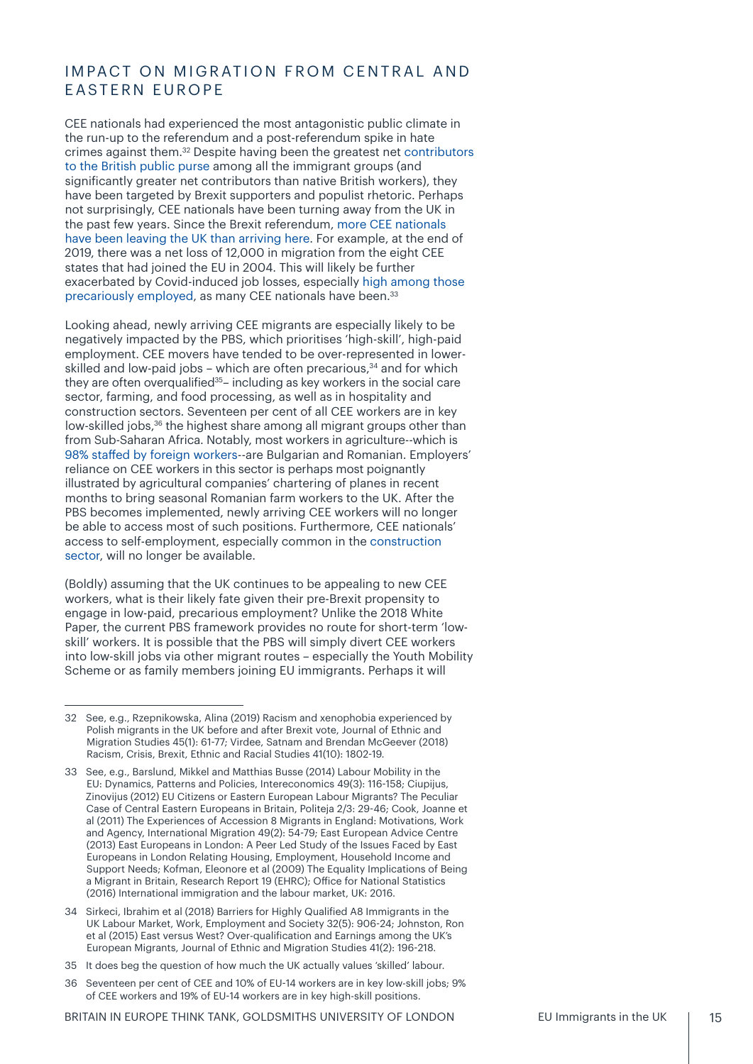## IMPACT ON MIGRATION FROM CENTRAL AND EASTERN EUROPE

CEE nationals had experienced the most antagonistic public climate in the run-up to the referendum and a post-referendum spike in hate crimes against them.[32] Despite having been the greatest net contributors to the British public purse among all the immigrant groups (and significantly greater net contributors than native British workers), they have been targeted by Brexit supporters and populist rhetoric. Perhaps not surprisingly, CEE nationals have been turning away from the UK in the past few years. Since the Brexit referendum, more CEE nationals have been leaving the UK than arriving here. For example, at the end of 2019, there was a net loss of 12,000 in migration from the eight CEE states that had joined the EU in 2004. This will likely be further exacerbated by Covid-induced job losses, especially high among those precariously employed, as many CEE nationals have been.[33]

Looking ahead, newly arriving CEE migrants are especially likely to be negatively impacted by the PBS, which prioritises 'high-skill', high-paid employment. CEE movers have tended to be over-represented in lower-skilled and low-paid jobs – which are often precarious,[34] and for which they are often overqualified[35]– including as key workers in the social care sector, farming, and food processing, as well as in hospitality and construction sectors. Seventeen per cent of all CEE workers are in key low-skilled jobs,[36] the highest share among all migrant groups other than from Sub-Saharan Africa. Notably, most workers in agriculture--which is 98% staffed by foreign workers--are Bulgarian and Romanian. Employers' reliance on CEE workers in this sector is perhaps most poignantly illustrated by agricultural companies' chartering of planes in recent months to bring seasonal Romanian farm workers to the UK. After the PBS becomes implemented, newly arriving CEE workers will no longer be able to access most of such positions. Furthermore, CEE nationals' access to self-employment, especially common in the construction sector, will no longer be available.

(Boldly) assuming that the UK continues to be appealing to new CEE workers, what is their likely fate given their pre-Brexit propensity to engage in low-paid, precarious employment? Unlike the 2018 White Paper, the current PBS framework provides no route for short-term 'low-skill' workers. It is possible that the PBS will simply divert CEE workers into low-skill jobs via other migrant routes – especially the Youth Mobility Scheme or as family members joining EU immigrants. Perhaps it will

---

32 See, e.g., Rzepnikowska, Alina (2019) Racism and xenophobia experienced by Polish migrants in the UK before and after Brexit vote, Journal of Ethnic and Migration Studies 45(1): 61-77; Virdee, Satnam and Brendan McGeever (2018) Racism, Crisis, Brexit, Ethnic and Racial Studies 41(10): 1802-19.

33 See, e.g., Barslund, Mikkel and Matthias Busse (2014) Labour Mobility in the EU: Dynamics, Patterns and Policies, Intereconomics 49(3): 116-158; Ciupijus, Zinovijus (2012) EU Citizens or Eastern European Labour Migrants? The Peculiar Case of Central Eastern Europeans in Britain, Politeja 2/3: 29-46; Cook, Joanne et al (2011) The Experiences of Accession 8 Migrants in England: Motivations, Work and Agency, International Migration 49(2): 54-79; East European Advice Centre (2013) East Europeans in London: A Peer Led Study of the Issues Faced by East Europeans in London Relating Housing, Employment, Household Income and Support Needs; Kofman, Eleonore et al (2009) The Equality Implications of Being a Migrant in Britain, Research Report 19 (EHRC); Office for National Statistics (2016) International immigration and the labour market, UK: 2016.

34 Sirkeci, Ibrahim et al (2018) Barriers for Highly Qualified A8 Immigrants in the UK Labour Market, Work, Employment and Society 32(5): 906-24; Johnston, Ron et al (2015) East versus West? Over-qualification and Earnings among the UK's European Migrants, Journal of Ethnic and Migration Studies 41(2): 196-218.

35 It does beg the question of how much the UK actually values 'skilled' labour.

36 Seventeen per cent of CEE and 10% of EU-14 workers are in key low-skill jobs; 9% of CEE workers and 19% of EU-14 workers are in key high-skill positions.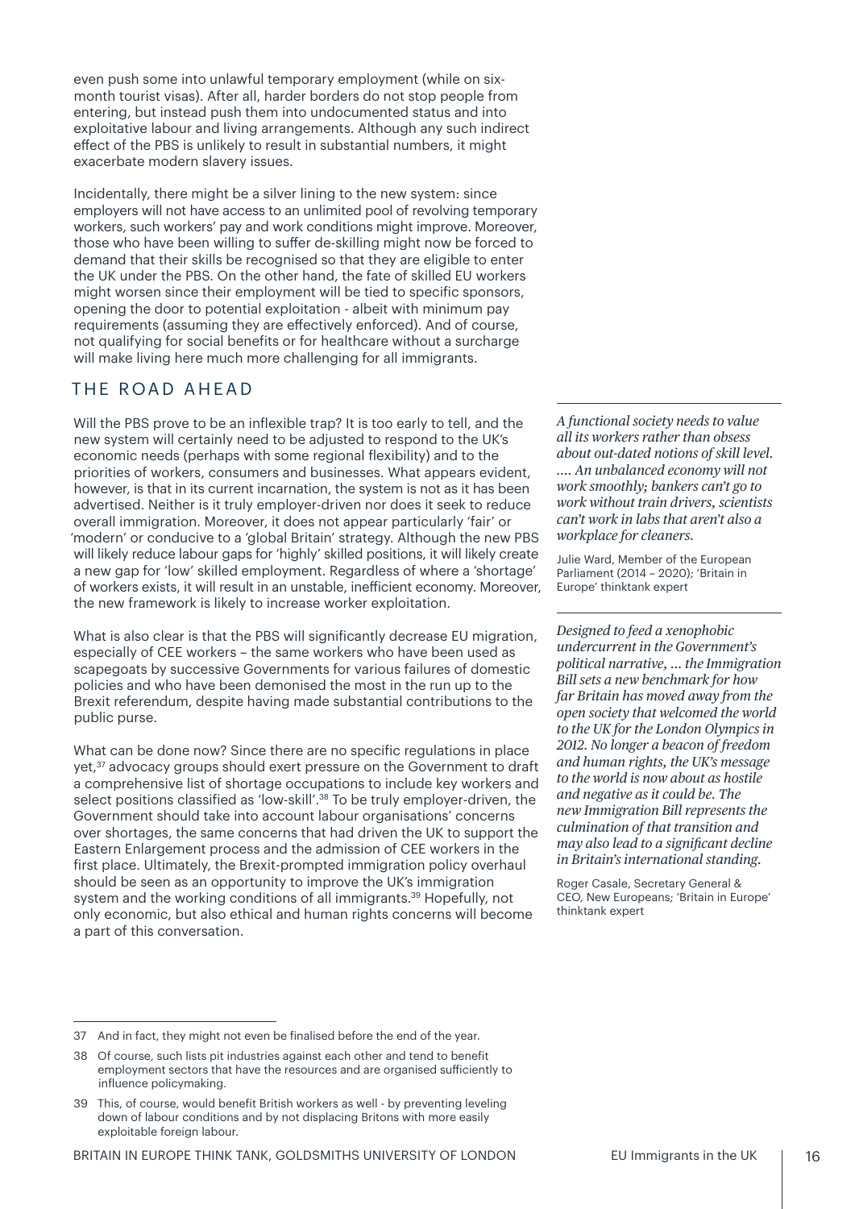even push some into unlawful temporary employment (while on six-month tourist visas). After all, harder borders do not stop people from entering, but instead push them into undocumented status and into exploitative labour and living arrangements. Although any such indirect effect of the PBS is unlikely to result in substantial numbers, it might exacerbate modern slavery issues.

Incidentally, there might be a silver lining to the new system: since employers will not have access to an unlimited pool of revolving temporary workers, such workers' pay and work conditions might improve. Moreover, those who have been willing to suffer de-skilling might now be forced to demand that their skills be recognised so that they are eligible to enter the UK under the PBS. On the other hand, the fate of skilled EU workers might worsen since their employment will be tied to specific sponsors, opening the door to potential exploitation - albeit with minimum pay requirements (assuming they are effectively enforced). And of course, not qualifying for social benefits or for healthcare without a surcharge will make living here much more challenging for all immigrants.

## THE ROAD AHEAD

Will the PBS prove to be an inflexible trap? It is too early to tell, and the new system will certainly need to be adjusted to respond to the UK's economic needs (perhaps with some regional flexibility) and to the priorities of workers, consumers and businesses. What appears evident, however, is that in its current incarnation, the system is not as it has been advertised. Neither is it truly employer-driven nor does it seek to reduce overall immigration. Moreover, it does not appear particularly 'fair' or 'modern' or conducive to a 'global Britain' strategy. Although the new PBS will likely reduce labour gaps for 'highly' skilled positions, it will likely create a new gap for 'low' skilled employment. Regardless of where a 'shortage' of workers exists, it will result in an unstable, inefficient economy. Moreover, the new framework is likely to increase worker exploitation.

What is also clear is that the PBS will significantly decrease EU migration, especially of CEE workers – the same workers who have been used as scapegoats by successive Governments for various failures of domestic policies and who have been demonised the most in the run up to the Brexit referendum, despite having made substantial contributions to the public purse.

What can be done now? Since there are no specific regulations in place yet,[37] advocacy groups should exert pressure on the Government to draft a comprehensive list of shortage occupations to include key workers and select positions classified as 'low-skill'.[38] To be truly employer-driven, the Government should take into account labour organisations' concerns over shortages, the same concerns that had driven the UK to support the Eastern Enlargement process and the admission of CEE workers in the first place. Ultimately, the Brexit-prompted immigration policy overhaul should be seen as an opportunity to improve the UK's immigration system and the working conditions of all immigrants.[39] Hopefully, not only economic, but also ethical and human rights concerns will become a part of this conversation.

*A functional society needs to value all its workers rather than obsess about out-dated notions of skill level. .... An unbalanced economy will not work smoothly; bankers can't go to work without train drivers, scientists can't work in labs that aren't also a workplace for cleaners.*

Julie Ward, Member of the European Parliament (2014 – 2020); 'Britain in Europe' thinktank expert

*Designed to feed a xenophobic undercurrent in the Government's political narrative, ... the Immigration Bill sets a new benchmark for how far Britain has moved away from the open society that welcomed the world to the UK for the London Olympics in 2012. No longer a beacon of freedom and human rights, the UK's message to the world is now about as hostile and negative as it could be. The new Immigration Bill represents the culmination of that transition and may also lead to a significant decline in Britain's international standing.*

Roger Casale, Secretary General & CEO, New Europeans; 'Britain in Europe' thinktank expert

---

37 And in fact, they might not even be finalised before the end of the year.

38 Of course, such lists pit industries against each other and tend to benefit employment sectors that have the resources and are organised sufficiently to influence policymaking.

39 This, of course, would benefit British workers as well - by preventing leveling down of labour conditions and by not displacing Britons with more easily exploitable foreign labour.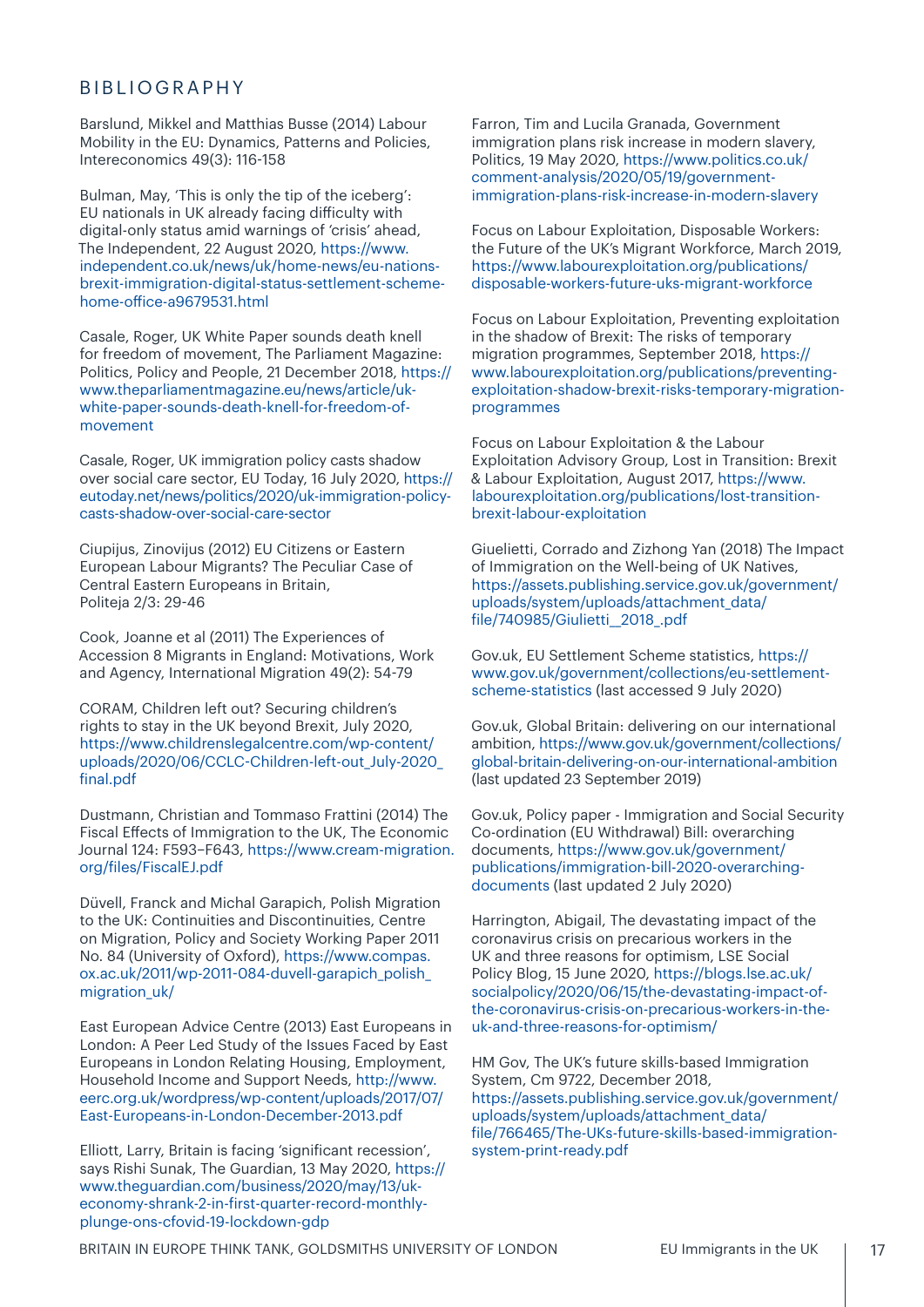## BIBLIOGRAPHY

Barslund, Mikkel and Matthias Busse (2014) Labour Mobility in the EU: Dynamics, Patterns and Policies, Intereconomics 49(3): 116-158

Bulman, May, 'This is only the tip of the iceberg': EU nationals in UK already facing difficulty with digital-only status amid warnings of 'crisis' ahead, The Independent, 22 August 2020, https://www.independent.co.uk/news/uk/home-news/eu-nations-brexit-immigration-digital-status-settlement-scheme-home-office-a9679531.html

Casale, Roger, UK White Paper sounds death knell for freedom of movement, The Parliament Magazine: Politics, Policy and People, 21 December 2018, https://www.theparliamentmagazine.eu/news/article/uk-white-paper-sounds-death-knell-for-freedom-of-movement

Casale, Roger, UK immigration policy casts shadow over social care sector, EU Today, 16 July 2020, https://eutoday.net/news/politics/2020/uk-immigration-policy-casts-shadow-over-social-care-sector

Ciupijus, Zinovijus (2012) EU Citizens or Eastern European Labour Migrants? The Peculiar Case of Central Eastern Europeans in Britain, Politeja 2/3: 29-46

Cook, Joanne et al (2011) The Experiences of Accession 8 Migrants in England: Motivations, Work and Agency, International Migration 49(2): 54-79

CORAM, Children left out? Securing children's rights to stay in the UK beyond Brexit, July 2020, https://www.childrenslegalcentre.com/wp-content/uploads/2020/06/CCLC-Children-left-out_July-2020_final.pdf

Dustmann, Christian and Tommaso Frattini (2014) The Fiscal Effects of Immigration to the UK, The Economic Journal 124: F593–F643, https://www.cream-migration.org/files/FiscalEJ.pdf

Düvell, Franck and Michal Garapich, Polish Migration to the UK: Continuities and Discontinuities, Centre on Migration, Policy and Society Working Paper 2011 No. 84 (University of Oxford), https://www.compas.ox.ac.uk/2011/wp-2011-084-duvell-garapich_polish_migration_uk/

East European Advice Centre (2013) East Europeans in London: A Peer Led Study of the Issues Faced by East Europeans in London Relating Housing, Employment, Household Income and Support Needs, http://www.eerc.org.uk/wordpress/wp-content/uploads/2017/07/East-Europeans-in-London-December-2013.pdf

Elliott, Larry, Britain is facing 'significant recession', says Rishi Sunak, The Guardian, 13 May 2020, https://www.theguardian.com/business/2020/may/13/uk-economy-shrank-2-in-first-quarter-record-monthly-plunge-ons-cfovid-19-lockdown-gdp

Farron, Tim and Lucila Granada, Government immigration plans risk increase in modern slavery, Politics, 19 May 2020, https://www.politics.co.uk/comment-analysis/2020/05/19/government-immigration-plans-risk-increase-in-modern-slavery

Focus on Labour Exploitation, Disposable Workers: the Future of the UK's Migrant Workforce, March 2019, https://www.labourexploitation.org/publications/disposable-workers-future-uks-migrant-workforce

Focus on Labour Exploitation, Preventing exploitation in the shadow of Brexit: The risks of temporary migration programmes, September 2018, https://www.labourexploitation.org/publications/preventing-exploitation-shadow-brexit-risks-temporary-migration-programmes

Focus on Labour Exploitation & the Labour Exploitation Advisory Group, Lost in Transition: Brexit & Labour Exploitation, August 2017, https://www.labourexploitation.org/publications/lost-transition-brexit-labour-exploitation

Giuelietti, Corrado and Zizhong Yan (2018) The Impact of Immigration on the Well-being of UK Natives, https://assets.publishing.service.gov.uk/government/uploads/system/uploads/attachment_data/file/740985/Giulietti__2018_.pdf

Gov.uk, EU Settlement Scheme statistics, https://www.gov.uk/government/collections/eu-settlement-scheme-statistics (last accessed 9 July 2020)

Gov.uk, Global Britain: delivering on our international ambition, https://www.gov.uk/government/collections/global-britain-delivering-on-our-international-ambition (last updated 23 September 2019)

Gov.uk, Policy paper - Immigration and Social Security Co-ordination (EU Withdrawal) Bill: overarching documents, https://www.gov.uk/government/publications/immigration-bill-2020-overarching-documents (last updated 2 July 2020)

Harrington, Abigail, The devastating impact of the coronavirus crisis on precarious workers in the UK and three reasons for optimism, LSE Social Policy Blog, 15 June 2020, https://blogs.lse.ac.uk/socialpolicy/2020/06/15/the-devastating-impact-of-the-coronavirus-crisis-on-precarious-workers-in-the-uk-and-three-reasons-for-optimism/

HM Gov, The UK's future skills-based Immigration System, Cm 9722, December 2018, https://assets.publishing.service.gov.uk/government/uploads/system/uploads/attachment_data/file/766465/The-UKs-future-skills-based-immigration-system-print-ready.pdf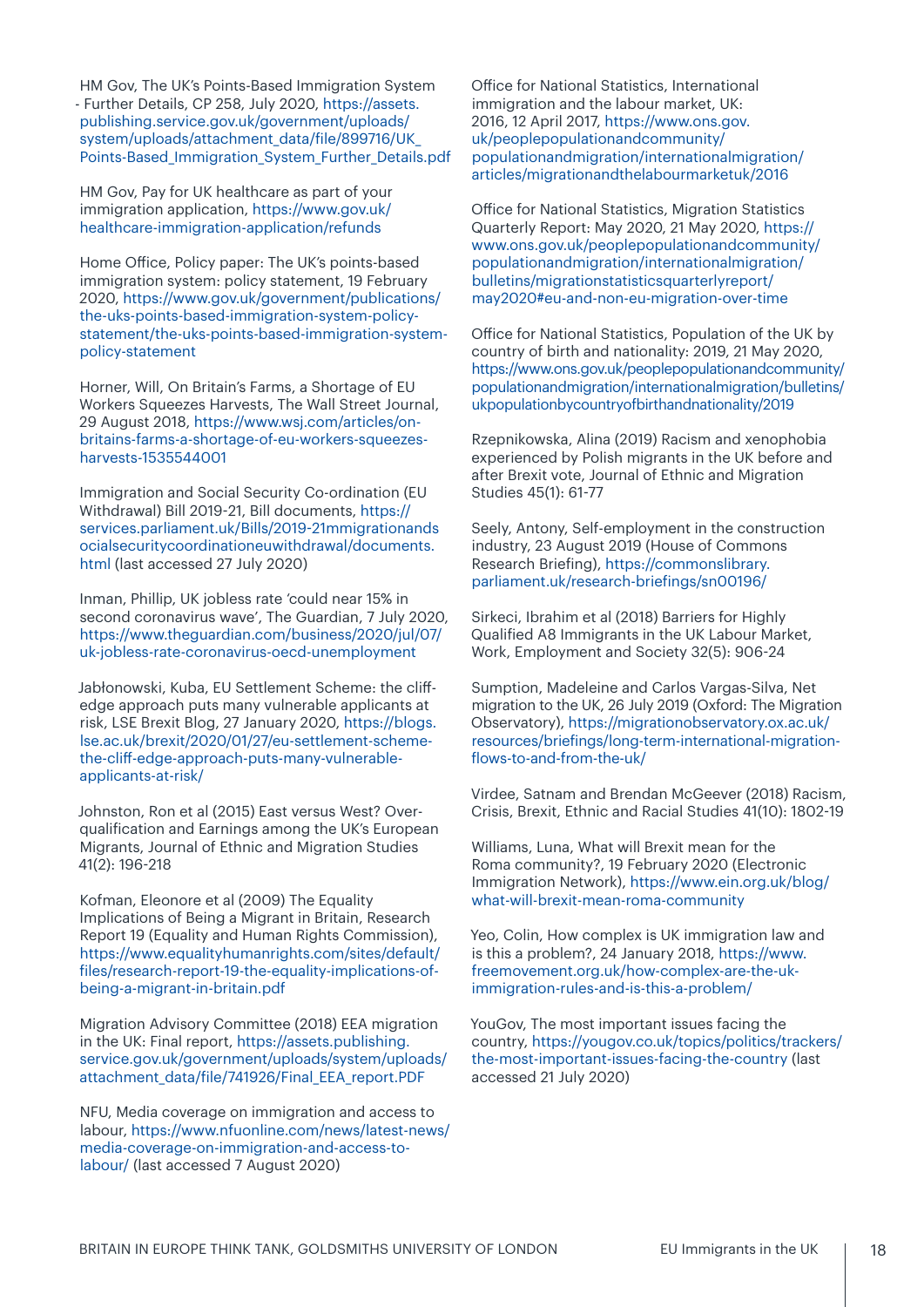HM Gov, The UK's Points-Based Immigration System - Further Details, CP 258, July 2020, https://assets.publishing.service.gov.uk/government/uploads/system/uploads/attachment_data/file/899716/UK_Points-Based_Immigration_System_Further_Details.pdf

HM Gov, Pay for UK healthcare as part of your immigration application, https://www.gov.uk/healthcare-immigration-application/refunds

Home Office, Policy paper: The UK's points-based immigration system: policy statement, 19 February 2020, https://www.gov.uk/government/publications/the-uks-points-based-immigration-system-policy-statement/the-uks-points-based-immigration-system-policy-statement

Horner, Will, On Britain's Farms, a Shortage of EU Workers Squeezes Harvests, The Wall Street Journal, 29 August 2018, https://www.wsj.com/articles/on-britains-farms-a-shortage-of-eu-workers-squeezes-harvests-1535544001

Immigration and Social Security Co-ordination (EU Withdrawal) Bill 2019-21, Bill documents, https://services.parliament.uk/Bills/2019-21mmigrationandsocialsecuritycoordinationeuwithdrawal/documents.html (last accessed 27 July 2020)

Inman, Phillip, UK jobless rate 'could near 15% in second coronavirus wave', The Guardian, 7 July 2020, https://www.theguardian.com/business/2020/jul/07/uk-jobless-rate-coronavirus-oecd-unemployment

Jabłonowski, Kuba, EU Settlement Scheme: the cliff-edge approach puts many vulnerable applicants at risk, LSE Brexit Blog, 27 January 2020, https://blogs.lse.ac.uk/brexit/2020/01/27/eu-settlement-scheme-the-cliff-edge-approach-puts-many-vulnerable-applicants-at-risk/

Johnston, Ron et al (2015) East versus West? Over-qualification and Earnings among the UK's European Migrants, Journal of Ethnic and Migration Studies 41(2): 196-218

Kofman, Eleonore et al (2009) The Equality Implications of Being a Migrant in Britain, Research Report 19 (Equality and Human Rights Commission), https://www.equalityhumanrights.com/sites/default/files/research-report-19-the-equality-implications-of-being-a-migrant-in-britain.pdf

Migration Advisory Committee (2018) EEA migration in the UK: Final report, https://assets.publishing.service.gov.uk/government/uploads/system/uploads/attachment_data/file/741926/Final_EEA_report.PDF

NFU, Media coverage on immigration and access to labour, https://www.nfuonline.com/news/latest-news/media-coverage-on-immigration-and-access-to-labour/ (last accessed 7 August 2020)

Office for National Statistics, International immigration and the labour market, UK: 2016, 12 April 2017, https://www.ons.gov.uk/peoplepopulationandcommunity/populationandmigration/internationalmigration/articles/migrationandthelabourmarketuk/2016

Office for National Statistics, Migration Statistics Quarterly Report: May 2020, 21 May 2020, https://www.ons.gov.uk/peoplepopulationandcommunity/populationandmigration/internationalmigration/bulletins/migrationstatisticsquarterlyreport/may2020#eu-and-non-eu-migration-over-time

Office for National Statistics, Population of the UK by country of birth and nationality: 2019, 21 May 2020, https://www.ons.gov.uk/peoplepopulationandcommunity/populationandmigration/internationalmigration/bulletins/ukpopulationbycountryofbirthandnationality/2019

Rzepnikowska, Alina (2019) Racism and xenophobia experienced by Polish migrants in the UK before and after Brexit vote, Journal of Ethnic and Migration Studies 45(1): 61-77

Seely, Antony, Self-employment in the construction industry, 23 August 2019 (House of Commons Research Briefing), https://commonslibrary.parliament.uk/research-briefings/sn00196/

Sirkeci, Ibrahim et al (2018) Barriers for Highly Qualified A8 Immigrants in the UK Labour Market, Work, Employment and Society 32(5): 906-24

Sumption, Madeleine and Carlos Vargas-Silva, Net migration to the UK, 26 July 2019 (Oxford: The Migration Observatory), https://migrationobservatory.ox.ac.uk/resources/briefings/long-term-international-migration-flows-to-and-from-the-uk/

Virdee, Satnam and Brendan McGeever (2018) Racism, Crisis, Brexit, Ethnic and Racial Studies 41(10): 1802-19

Williams, Luna, What will Brexit mean for the Roma community?, 19 February 2020 (Electronic Immigration Network), https://www.ein.org.uk/blog/what-will-brexit-mean-roma-community

Yeo, Colin, How complex is UK immigration law and is this a problem?, 24 January 2018, https://www.freemovement.org.uk/how-complex-are-the-uk-immigration-rules-and-is-this-a-problem/

YouGov, The most important issues facing the country, https://yougov.co.uk/topics/politics/trackers/the-most-important-issues-facing-the-country (last accessed 21 July 2020)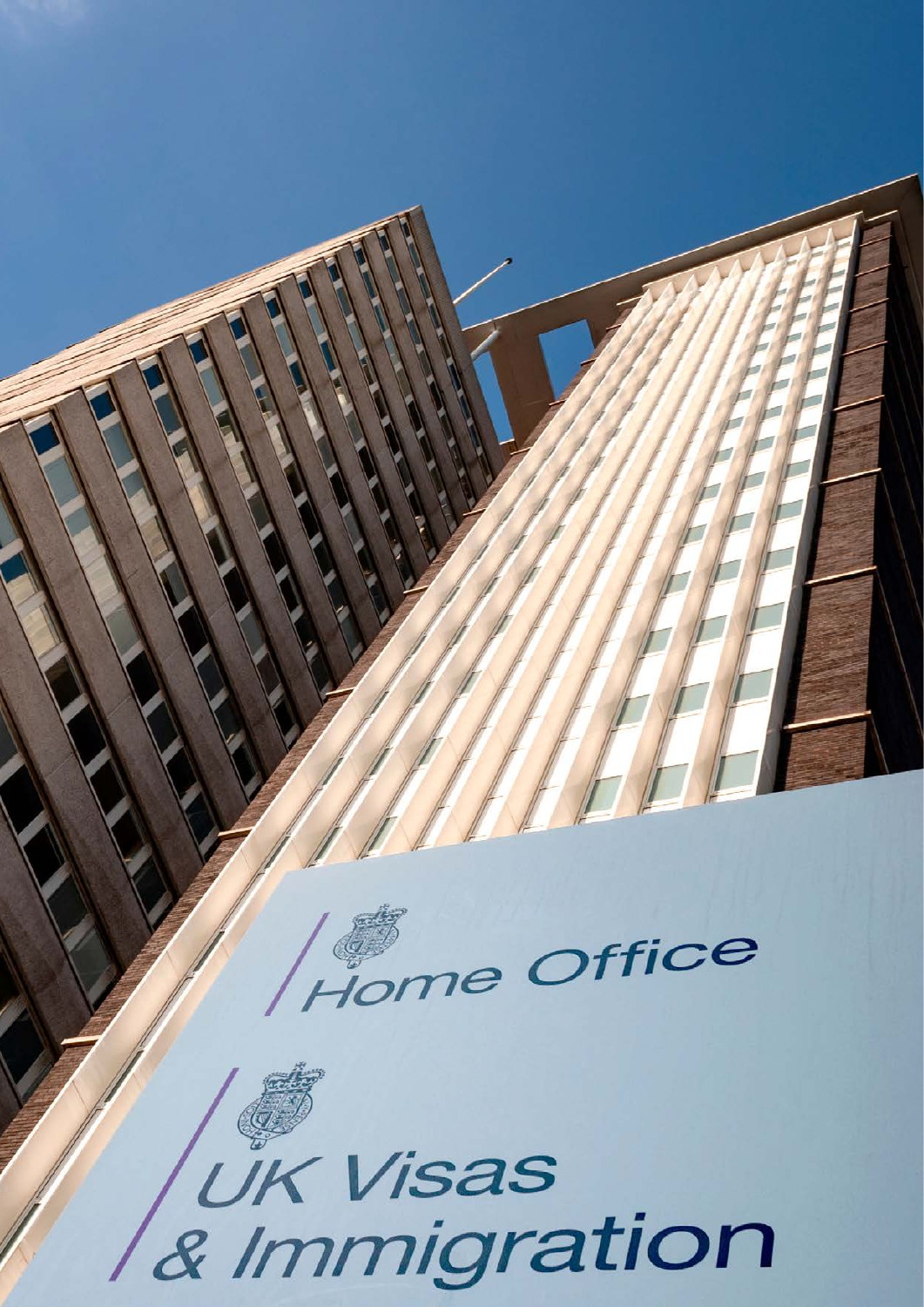Home Office

UK Visas & Immigration